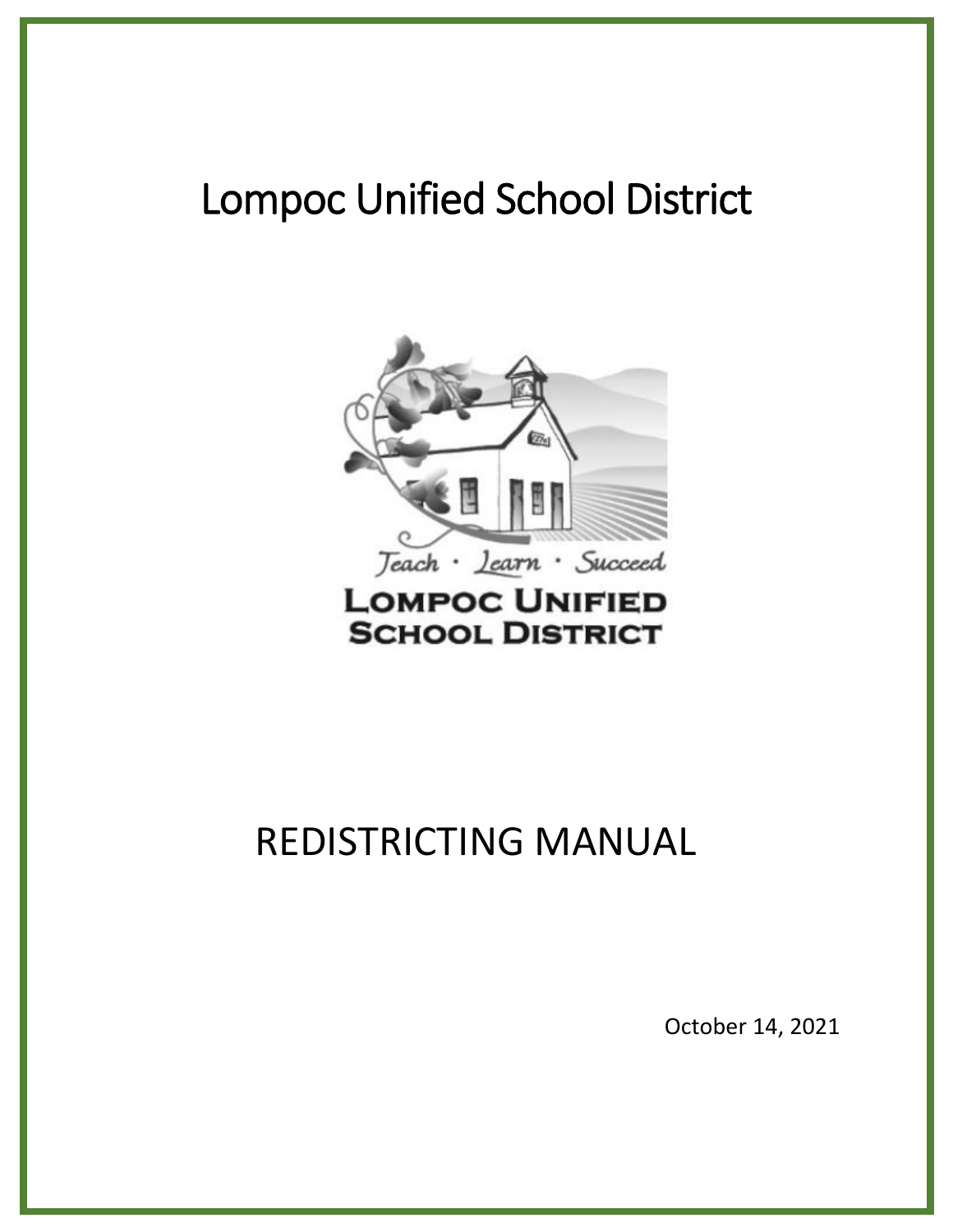# Lompoc Unified School District

# REDISTRICTING MANUAL

October 14, 2021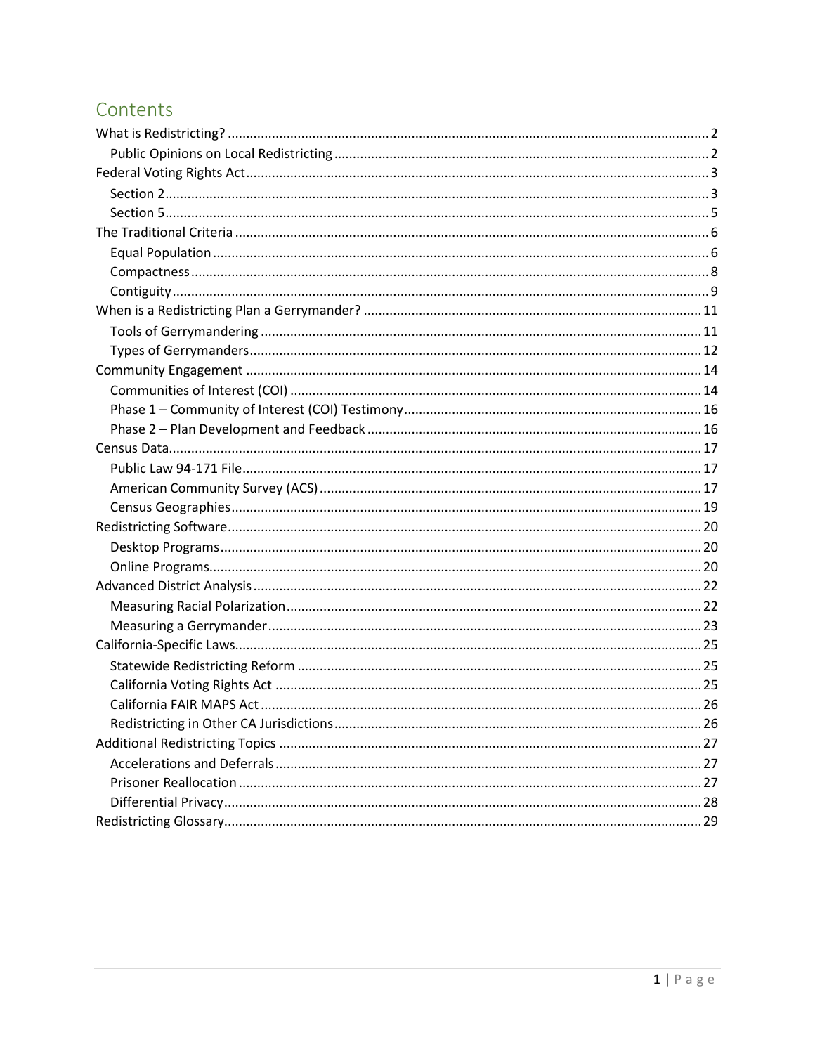# Contents

- What is Redistricting? 2
  - Public Opinions on Local Redistricting 2
- Federal Voting Rights Act 3
  - Section 2 3
  - Section 5 5
- The Traditional Criteria 6
  - Equal Population 6
  - Compactness 8
  - Contiguity 9
- When is a Redistricting Plan a Gerrymander? 11
  - Tools of Gerrymandering 11
  - Types of Gerrymanders 12
- Community Engagement 14
  - Communities of Interest (COI) 14
  - Phase 1 – Community of Interest (COI) Testimony 16
  - Phase 2 – Plan Development and Feedback 16
- Census Data 17
  - Public Law 94-171 File 17
  - American Community Survey (ACS) 17
  - Census Geographies 19
- Redistricting Software 20
  - Desktop Programs 20
  - Online Programs 20
- Advanced District Analysis 22
  - Measuring Racial Polarization 22
  - Measuring a Gerrymander 23
- California-Specific Laws 25
  - Statewide Redistricting Reform 25
  - California Voting Rights Act 25
  - California FAIR MAPS Act 26
  - Redistricting in Other CA Jurisdictions 26
- Additional Redistricting Topics 27
  - Accelerations and Deferrals 27
  - Prisoner Reallocation 27
  - Differential Privacy 28
- Redistricting Glossary 29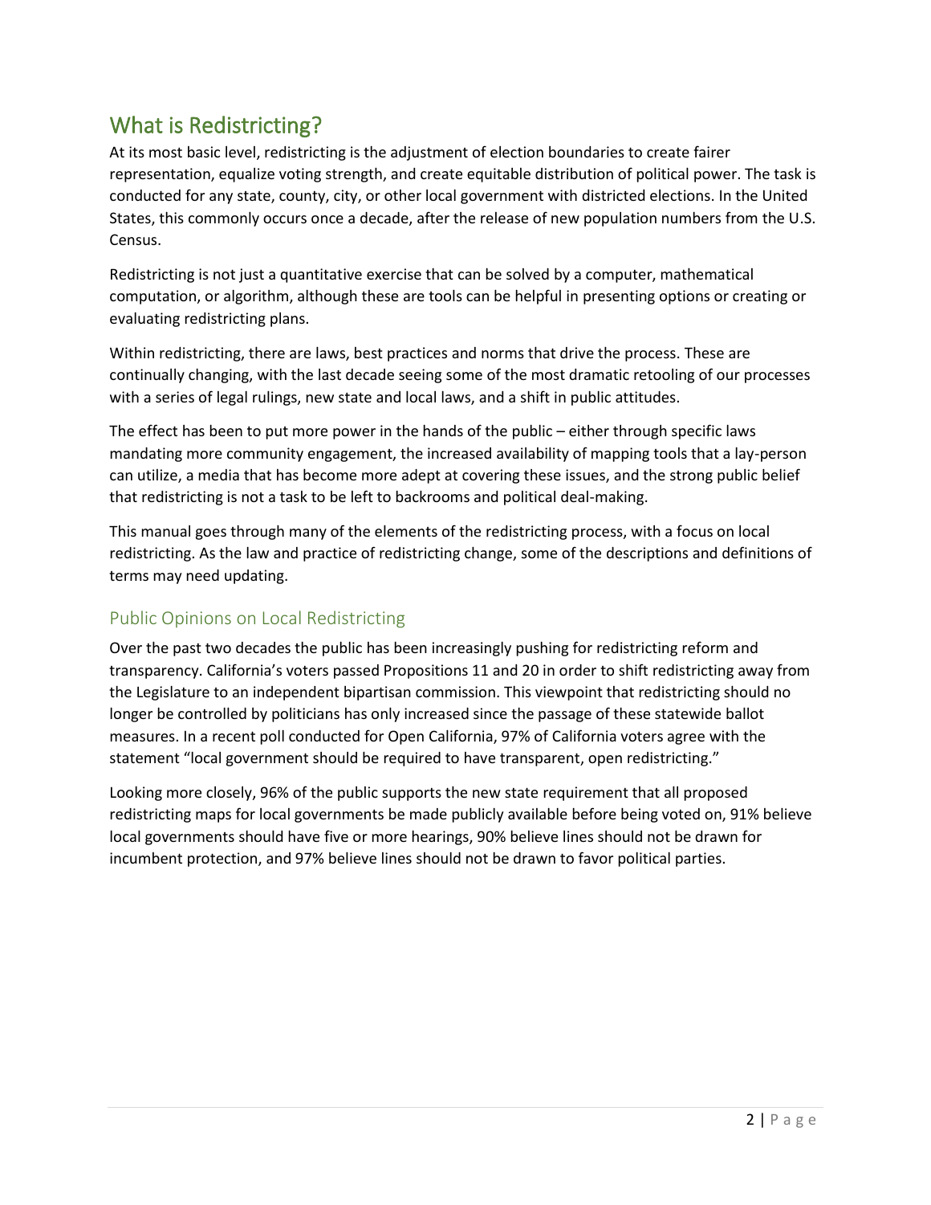# What is Redistricting?

At its most basic level, redistricting is the adjustment of election boundaries to create fairer representation, equalize voting strength, and create equitable distribution of political power. The task is conducted for any state, county, city, or other local government with districted elections. In the United States, this commonly occurs once a decade, after the release of new population numbers from the U.S. Census.

Redistricting is not just a quantitative exercise that can be solved by a computer, mathematical computation, or algorithm, although these are tools can be helpful in presenting options or creating or evaluating redistricting plans.

Within redistricting, there are laws, best practices and norms that drive the process. These are continually changing, with the last decade seeing some of the most dramatic retooling of our processes with a series of legal rulings, new state and local laws, and a shift in public attitudes.

The effect has been to put more power in the hands of the public – either through specific laws mandating more community engagement, the increased availability of mapping tools that a lay-person can utilize, a media that has become more adept at covering these issues, and the strong public belief that redistricting is not a task to be left to backrooms and political deal-making.

This manual goes through many of the elements of the redistricting process, with a focus on local redistricting. As the law and practice of redistricting change, some of the descriptions and definitions of terms may need updating.

## Public Opinions on Local Redistricting

Over the past two decades the public has been increasingly pushing for redistricting reform and transparency. California's voters passed Propositions 11 and 20 in order to shift redistricting away from the Legislature to an independent bipartisan commission. This viewpoint that redistricting should no longer be controlled by politicians has only increased since the passage of these statewide ballot measures. In a recent poll conducted for Open California, 97% of California voters agree with the statement "local government should be required to have transparent, open redistricting."

Looking more closely, 96% of the public supports the new state requirement that all proposed redistricting maps for local governments be made publicly available before being voted on, 91% believe local governments should have five or more hearings, 90% believe lines should not be drawn for incumbent protection, and 97% believe lines should not be drawn to favor political parties.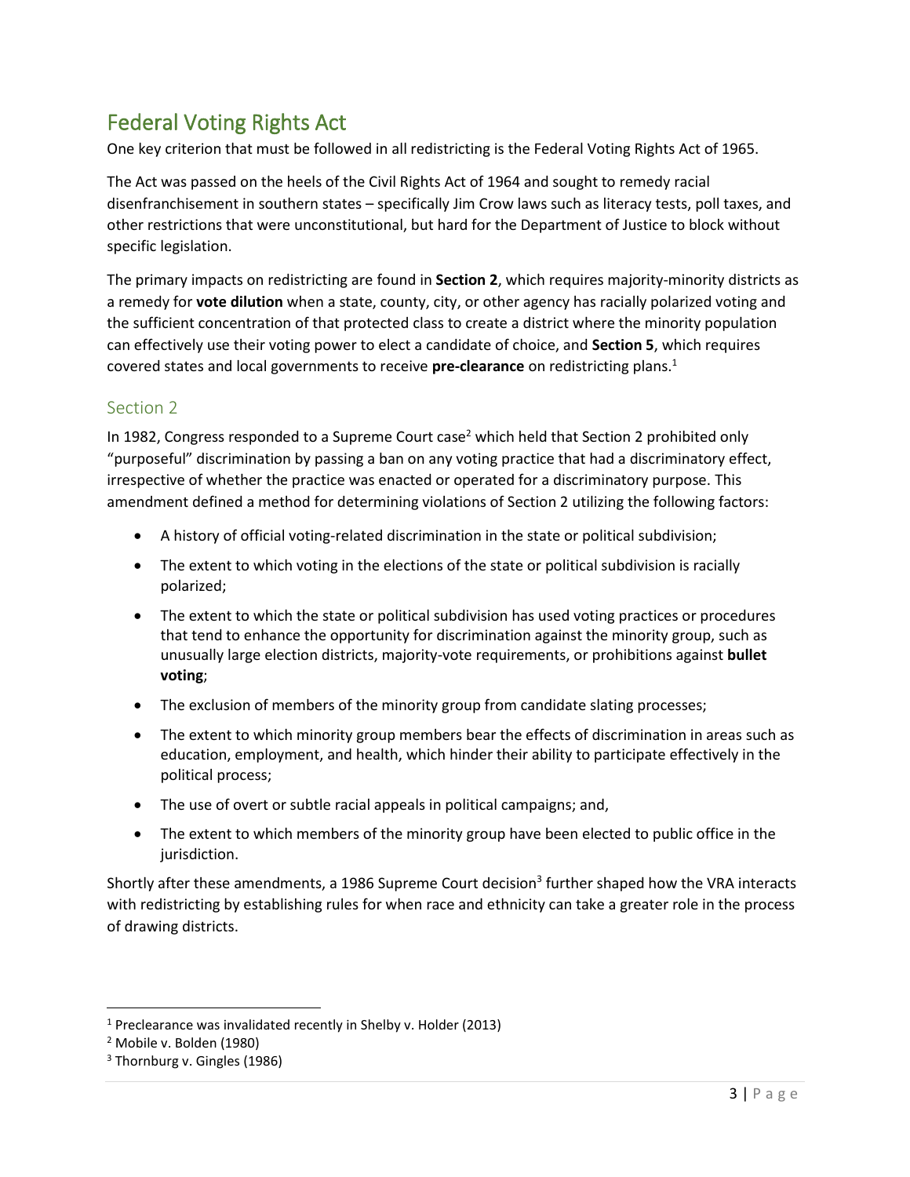## Federal Voting Rights Act

One key criterion that must be followed in all redistricting is the Federal Voting Rights Act of 1965.

The Act was passed on the heels of the Civil Rights Act of 1964 and sought to remedy racial disenfranchisement in southern states – specifically Jim Crow laws such as literacy tests, poll taxes, and other restrictions that were unconstitutional, but hard for the Department of Justice to block without specific legislation.

The primary impacts on redistricting are found in **Section 2**, which requires majority-minority districts as a remedy for **vote dilution** when a state, county, city, or other agency has racially polarized voting and the sufficient concentration of that protected class to create a district where the minority population can effectively use their voting power to elect a candidate of choice, and **Section 5**, which requires covered states and local governments to receive **pre-clearance** on redistricting plans.[1]

### Section 2

In 1982, Congress responded to a Supreme Court case[2] which held that Section 2 prohibited only "purposeful" discrimination by passing a ban on any voting practice that had a discriminatory effect, irrespective of whether the practice was enacted or operated for a discriminatory purpose. This amendment defined a method for determining violations of Section 2 utilizing the following factors:

- A history of official voting-related discrimination in the state or political subdivision;
- The extent to which voting in the elections of the state or political subdivision is racially polarized;
- The extent to which the state or political subdivision has used voting practices or procedures that tend to enhance the opportunity for discrimination against the minority group, such as unusually large election districts, majority-vote requirements, or prohibitions against **bullet voting**;
- The exclusion of members of the minority group from candidate slating processes;
- The extent to which minority group members bear the effects of discrimination in areas such as education, employment, and health, which hinder their ability to participate effectively in the political process;
- The use of overt or subtle racial appeals in political campaigns; and,
- The extent to which members of the minority group have been elected to public office in the jurisdiction.

Shortly after these amendments, a 1986 Supreme Court decision[3] further shaped how the VRA interacts with redistricting by establishing rules for when race and ethnicity can take a greater role in the process of drawing districts.

---

[1] Preclearance was invalidated recently in Shelby v. Holder (2013)

[2] Mobile v. Bolden (1980)

[3] Thornburg v. Gingles (1986)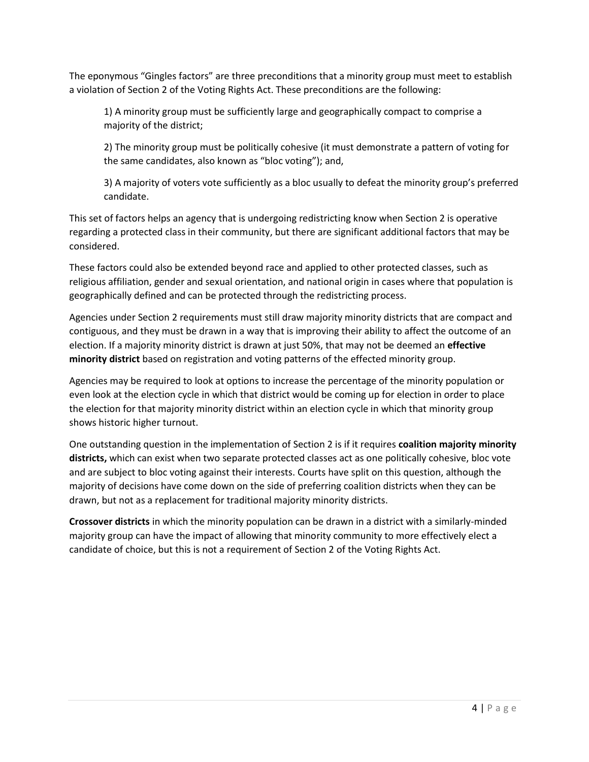The eponymous "Gingles factors" are three preconditions that a minority group must meet to establish a violation of Section 2 of the Voting Rights Act. These preconditions are the following:

> 1) A minority group must be sufficiently large and geographically compact to comprise a majority of the district;
>
> 2) The minority group must be politically cohesive (it must demonstrate a pattern of voting for the same candidates, also known as "bloc voting"); and,
>
> 3) A majority of voters vote sufficiently as a bloc usually to defeat the minority group's preferred candidate.

This set of factors helps an agency that is undergoing redistricting know when Section 2 is operative regarding a protected class in their community, but there are significant additional factors that may be considered.

These factors could also be extended beyond race and applied to other protected classes, such as religious affiliation, gender and sexual orientation, and national origin in cases where that population is geographically defined and can be protected through the redistricting process.

Agencies under Section 2 requirements must still draw majority minority districts that are compact and contiguous, and they must be drawn in a way that is improving their ability to affect the outcome of an election. If a majority minority district is drawn at just 50%, that may not be deemed an **effective minority district** based on registration and voting patterns of the effected minority group.

Agencies may be required to look at options to increase the percentage of the minority population or even look at the election cycle in which that district would be coming up for election in order to place the election for that majority minority district within an election cycle in which that minority group shows historic higher turnout.

One outstanding question in the implementation of Section 2 is if it requires **coalition majority minority districts,** which can exist when two separate protected classes act as one politically cohesive, bloc vote and are subject to bloc voting against their interests. Courts have split on this question, although the majority of decisions have come down on the side of preferring coalition districts when they can be drawn, but not as a replacement for traditional majority minority districts.

**Crossover districts** in which the minority population can be drawn in a district with a similarly-minded majority group can have the impact of allowing that minority community to more effectively elect a candidate of choice, but this is not a requirement of Section 2 of the Voting Rights Act.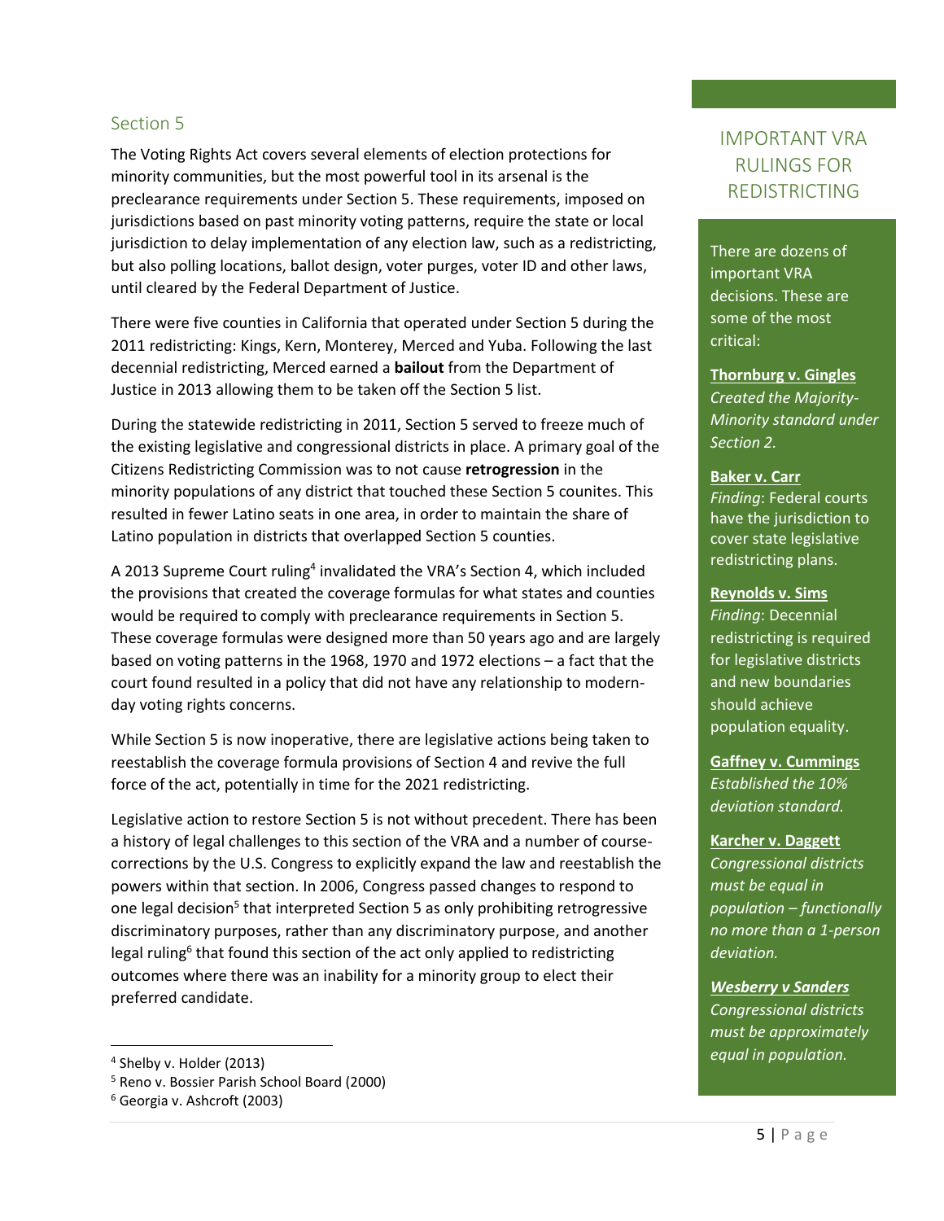## Section 5

The Voting Rights Act covers several elements of election protections for minority communities, but the most powerful tool in its arsenal is the preclearance requirements under Section 5. These requirements, imposed on jurisdictions based on past minority voting patterns, require the state or local jurisdiction to delay implementation of any election law, such as a redistricting, but also polling locations, ballot design, voter purges, voter ID and other laws, until cleared by the Federal Department of Justice.

There were five counties in California that operated under Section 5 during the 2011 redistricting: Kings, Kern, Monterey, Merced and Yuba. Following the last decennial redistricting, Merced earned a **bailout** from the Department of Justice in 2013 allowing them to be taken off the Section 5 list.

During the statewide redistricting in 2011, Section 5 served to freeze much of the existing legislative and congressional districts in place. A primary goal of the Citizens Redistricting Commission was to not cause **retrogression** in the minority populations of any district that touched these Section 5 counites. This resulted in fewer Latino seats in one area, in order to maintain the share of Latino population in districts that overlapped Section 5 counties.

A 2013 Supreme Court ruling[4] invalidated the VRA's Section 4, which included the provisions that created the coverage formulas for what states and counties would be required to comply with preclearance requirements in Section 5. These coverage formulas were designed more than 50 years ago and are largely based on voting patterns in the 1968, 1970 and 1972 elections – a fact that the court found resulted in a policy that did not have any relationship to modern-day voting rights concerns.

While Section 5 is now inoperative, there are legislative actions being taken to reestablish the coverage formula provisions of Section 4 and revive the full force of the act, potentially in time for the 2021 redistricting.

Legislative action to restore Section 5 is not without precedent. There has been a history of legal challenges to this section of the VRA and a number of course-corrections by the U.S. Congress to explicitly expand the law and reestablish the powers within that section. In 2006, Congress passed changes to respond to one legal decision[5] that interpreted Section 5 as only prohibiting retrogressive discriminatory purposes, rather than any discriminatory purpose, and another legal ruling[6] that found this section of the act only applied to redistricting outcomes where there was an inability for a minority group to elect their preferred candidate.

[4] Shelby v. Holder (2013)

[5] Reno v. Bossier Parish School Board (2000)

[6] Georgia v. Ashcroft (2003)

### IMPORTANT VRA RULINGS FOR REDISTRICTING

There are dozens of important VRA decisions. These are some of the most critical:

**Thornburg v. Gingles**
*Created the Majority-Minority standard under Section 2.*

**Baker v. Carr**
*Finding*: Federal courts have the jurisdiction to cover state legislative redistricting plans.

**Reynolds v. Sims**
*Finding*: Decennial redistricting is required for legislative districts and new boundaries should achieve population equality.

**Gaffney v. Cummings**
*Established the 10% deviation standard.*

**Karcher v. Daggett**
*Congressional districts must be equal in population – functionally no more than a 1-person deviation.*

***Wesberry v Sanders***
*Congressional districts must be approximately equal in population.*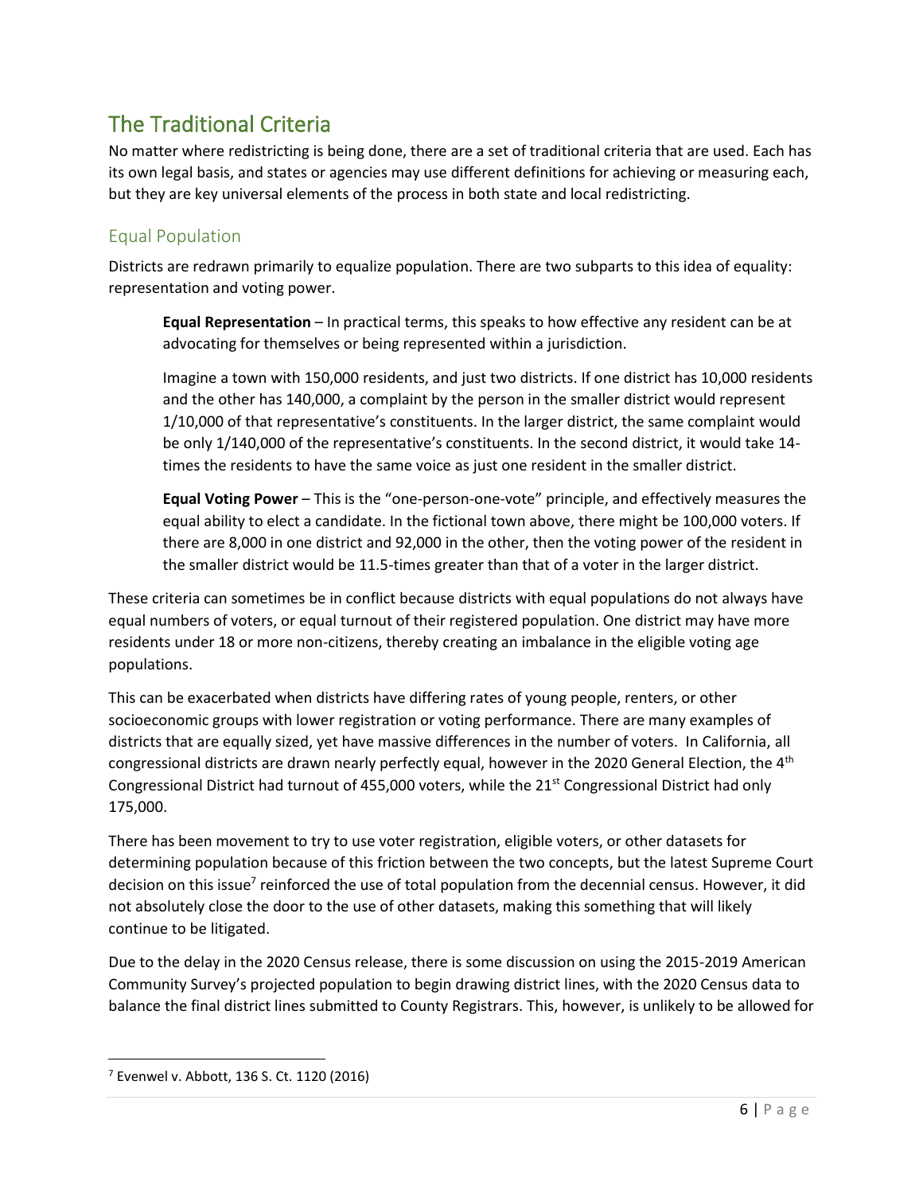## The Traditional Criteria

No matter where redistricting is being done, there are a set of traditional criteria that are used. Each has its own legal basis, and states or agencies may use different definitions for achieving or measuring each, but they are key universal elements of the process in both state and local redistricting.

### Equal Population

Districts are redrawn primarily to equalize population. There are two subparts to this idea of equality: representation and voting power.

> **Equal Representation** – In practical terms, this speaks to how effective any resident can be at advocating for themselves or being represented within a jurisdiction.
>
> Imagine a town with 150,000 residents, and just two districts. If one district has 10,000 residents and the other has 140,000, a complaint by the person in the smaller district would represent 1/10,000 of that representative's constituents. In the larger district, the same complaint would be only 1/140,000 of the representative's constituents. In the second district, it would take 14-times the residents to have the same voice as just one resident in the smaller district.
>
> **Equal Voting Power** – This is the "one-person-one-vote" principle, and effectively measures the equal ability to elect a candidate. In the fictional town above, there might be 100,000 voters. If there are 8,000 in one district and 92,000 in the other, then the voting power of the resident in the smaller district would be 11.5-times greater than that of a voter in the larger district.

These criteria can sometimes be in conflict because districts with equal populations do not always have equal numbers of voters, or equal turnout of their registered population. One district may have more residents under 18 or more non-citizens, thereby creating an imbalance in the eligible voting age populations.

This can be exacerbated when districts have differing rates of young people, renters, or other socioeconomic groups with lower registration or voting performance. There are many examples of districts that are equally sized, yet have massive differences in the number of voters. In California, all congressional districts are drawn nearly perfectly equal, however in the 2020 General Election, the 4th Congressional District had turnout of 455,000 voters, while the 21st Congressional District had only 175,000.

There has been movement to try to use voter registration, eligible voters, or other datasets for determining population because of this friction between the two concepts, but the latest Supreme Court decision on this issue[7] reinforced the use of total population from the decennial census. However, it did not absolutely close the door to the use of other datasets, making this something that will likely continue to be litigated.

Due to the delay in the 2020 Census release, there is some discussion on using the 2015-2019 American Community Survey's projected population to begin drawing district lines, with the 2020 Census data to balance the final district lines submitted to County Registrars. This, however, is unlikely to be allowed for

---

[7] Evenwel v. Abbott, 136 S. Ct. 1120 (2016)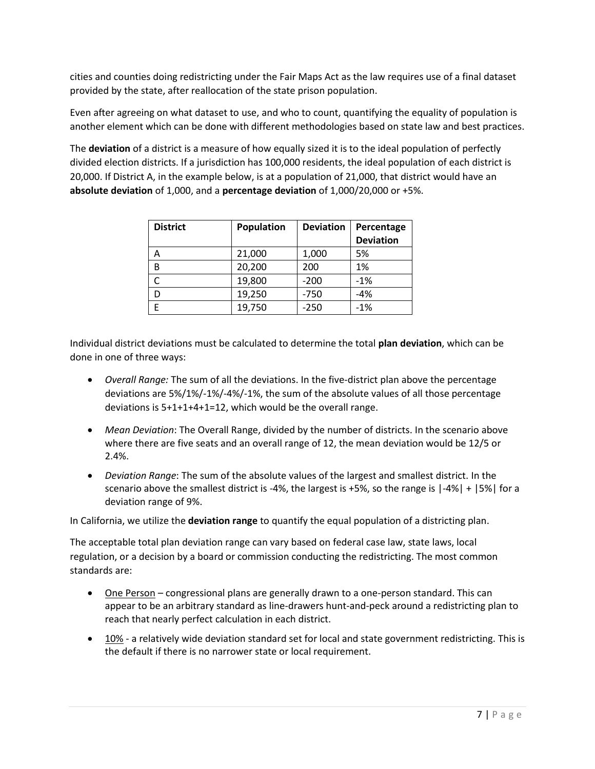cities and counties doing redistricting under the Fair Maps Act as the law requires use of a final dataset provided by the state, after reallocation of the state prison population.

Even after agreeing on what dataset to use, and who to count, quantifying the equality of population is another element which can be done with different methodologies based on state law and best practices.

The **deviation** of a district is a measure of how equally sized it is to the ideal population of perfectly divided election districts. If a jurisdiction has 100,000 residents, the ideal population of each district is 20,000. If District A, in the example below, is at a population of 21,000, that district would have an **absolute deviation** of 1,000, and a **percentage deviation** of 1,000/20,000 or +5%.

| District | Population | Deviation | Percentage Deviation |
|---|---|---|---|
| A | 21,000 | 1,000 | 5% |
| B | 20,200 | 200 | 1% |
| C | 19,800 | -200 | -1% |
| D | 19,250 | -750 | -4% |
| E | 19,750 | -250 | -1% |

Individual district deviations must be calculated to determine the total **plan deviation**, which can be done in one of three ways:

- *Overall Range:* The sum of all the deviations. In the five-district plan above the percentage deviations are 5%/1%/-1%/-4%/-1%, the sum of the absolute values of all those percentage deviations is 5+1+1+4+1=12, which would be the overall range.
- *Mean Deviation*: The Overall Range, divided by the number of districts. In the scenario above where there are five seats and an overall range of 12, the mean deviation would be 12/5 or 2.4%.
- *Deviation Range*: The sum of the absolute values of the largest and smallest district. In the scenario above the smallest district is -4%, the largest is +5%, so the range is |-4%| + |5%| for a deviation range of 9%.

In California, we utilize the **deviation range** to quantify the equal population of a districting plan.

The acceptable total plan deviation range can vary based on federal case law, state laws, local regulation, or a decision by a board or commission conducting the redistricting. The most common standards are:

- <u>One Person</u> – congressional plans are generally drawn to a one-person standard. This can appear to be an arbitrary standard as line-drawers hunt-and-peck around a redistricting plan to reach that nearly perfect calculation in each district.
- <u>10%</u> - a relatively wide deviation standard set for local and state government redistricting. This is the default if there is no narrower state or local requirement.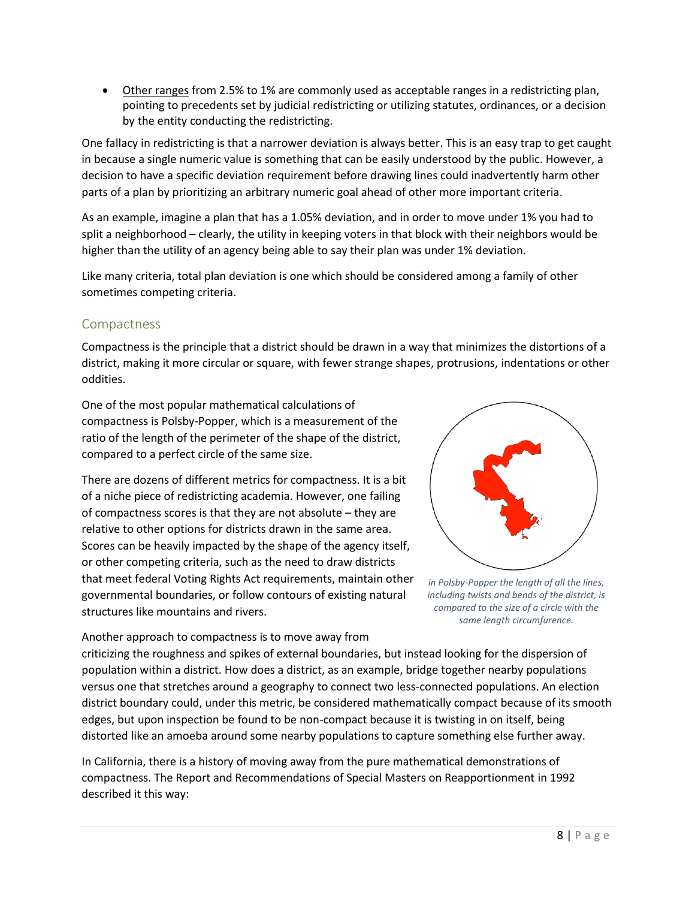- Other ranges from 2.5% to 1% are commonly used as acceptable ranges in a redistricting plan, pointing to precedents set by judicial redistricting or utilizing statutes, ordinances, or a decision by the entity conducting the redistricting.

One fallacy in redistricting is that a narrower deviation is always better. This is an easy trap to get caught in because a single numeric value is something that can be easily understood by the public. However, a decision to have a specific deviation requirement before drawing lines could inadvertently harm other parts of a plan by prioritizing an arbitrary numeric goal ahead of other more important criteria.

As an example, imagine a plan that has a 1.05% deviation, and in order to move under 1% you had to split a neighborhood – clearly, the utility in keeping voters in that block with their neighbors would be higher than the utility of an agency being able to say their plan was under 1% deviation.

Like many criteria, total plan deviation is one which should be considered among a family of other sometimes competing criteria.

## Compactness

Compactness is the principle that a district should be drawn in a way that minimizes the distortions of a district, making it more circular or square, with fewer strange shapes, protrusions, indentations or other oddities.

One of the most popular mathematical calculations of compactness is Polsby-Popper, which is a measurement of the ratio of the length of the perimeter of the shape of the district, compared to a perfect circle of the same size.

There are dozens of different metrics for compactness. It is a bit of a niche piece of redistricting academia. However, one failing of compactness scores is that they are not absolute – they are relative to other options for districts drawn in the same area. Scores can be heavily impacted by the shape of the agency itself, or other competing criteria, such as the need to draw districts that meet federal Voting Rights Act requirements, maintain other governmental boundaries, or follow contours of existing natural structures like mountains and rivers.

*in Polsby-Popper the length of all the lines, including twists and bends of the district, is compared to the size of a circle with the same length circumfurence.*

Another approach to compactness is to move away from criticizing the roughness and spikes of external boundaries, but instead looking for the dispersion of population within a district. How does a district, as an example, bridge together nearby populations versus one that stretches around a geography to connect two less-connected populations. An election district boundary could, under this metric, be considered mathematically compact because of its smooth edges, but upon inspection be found to be non-compact because it is twisting in on itself, being distorted like an amoeba around some nearby populations to capture something else further away.

In California, there is a history of moving away from the pure mathematical demonstrations of compactness. The Report and Recommendations of Special Masters on Reapportionment in 1992 described it this way: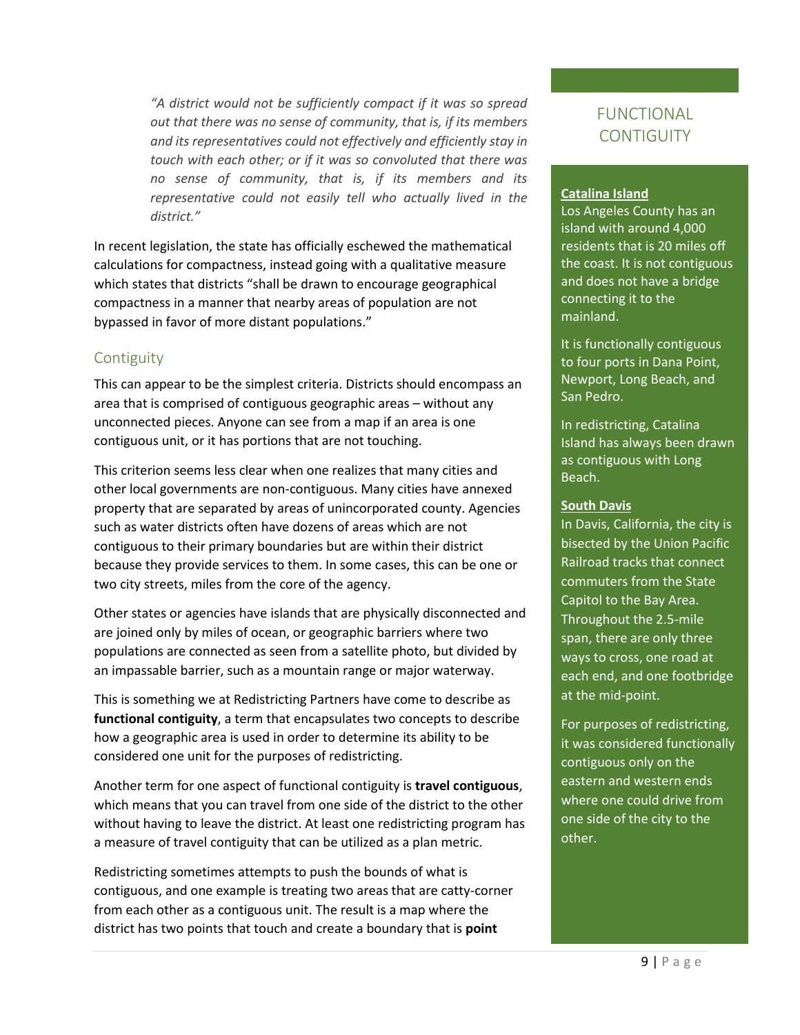> *"A district would not be sufficiently compact if it was so spread out that there was no sense of community, that is, if its members and its representatives could not effectively and efficiently stay in touch with each other; or if it was so convoluted that there was no sense of community, that is, if its members and its representative could not easily tell who actually lived in the district."*

In recent legislation, the state has officially eschewed the mathematical calculations for compactness, instead going with a qualitative measure which states that districts "shall be drawn to encourage geographical compactness in a manner that nearby areas of population are not bypassed in favor of more distant populations."

## Contiguity

This can appear to be the simplest criteria. Districts should encompass an area that is comprised of contiguous geographic areas – without any unconnected pieces. Anyone can see from a map if an area is one contiguous unit, or it has portions that are not touching.

This criterion seems less clear when one realizes that many cities and other local governments are non-contiguous. Many cities have annexed property that are separated by areas of unincorporated county. Agencies such as water districts often have dozens of areas which are not contiguous to their primary boundaries but are within their district because they provide services to them. In some cases, this can be one or two city streets, miles from the core of the agency.

Other states or agencies have islands that are physically disconnected and are joined only by miles of ocean, or geographic barriers where two populations are connected as seen from a satellite photo, but divided by an impassable barrier, such as a mountain range or major waterway.

This is something we at Redistricting Partners have come to describe as **functional contiguity**, a term that encapsulates two concepts to describe how a geographic area is used in order to determine its ability to be considered one unit for the purposes of redistricting.

Another term for one aspect of functional contiguity is **travel contiguous**, which means that you can travel from one side of the district to the other without having to leave the district. At least one redistricting program has a measure of travel contiguity that can be utilized as a plan metric.

Redistricting sometimes attempts to push the bounds of what is contiguous, and one example is treating two areas that are catty-corner from each other as a contiguous unit. The result is a map where the district has two points that touch and create a boundary that is **point**

### FUNCTIONAL CONTIGUITY

**Catalina Island**

Los Angeles County has an island with around 4,000 residents that is 20 miles off the coast. It is not contiguous and does not have a bridge connecting it to the mainland.

It is functionally contiguous to four ports in Dana Point, Newport, Long Beach, and San Pedro.

In redistricting, Catalina Island has always been drawn as contiguous with Long Beach.

**South Davis**

In Davis, California, the city is bisected by the Union Pacific Railroad tracks that connect commuters from the State Capitol to the Bay Area. Throughout the 2.5-mile span, there are only three ways to cross, one road at each end, and one footbridge at the mid-point.

For purposes of redistricting, it was considered functionally contiguous only on the eastern and western ends where one could drive from one side of the city to the other.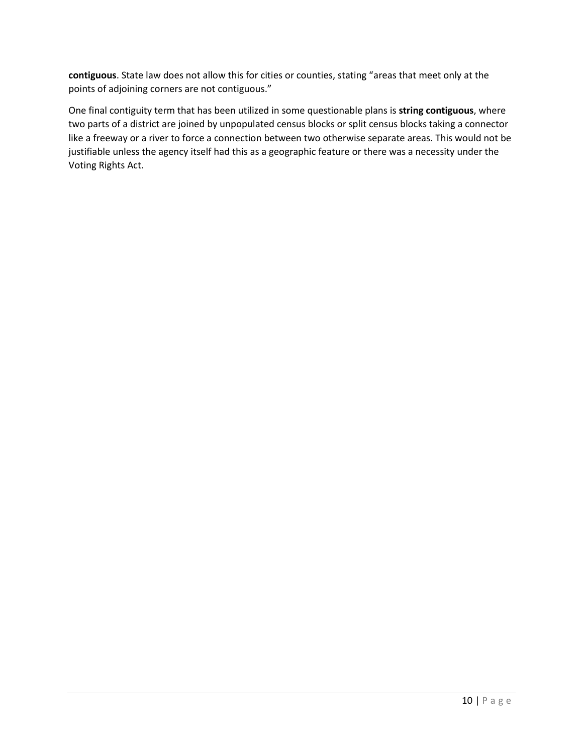**contiguous**. State law does not allow this for cities or counties, stating "areas that meet only at the points of adjoining corners are not contiguous."

One final contiguity term that has been utilized in some questionable plans is **string contiguous**, where two parts of a district are joined by unpopulated census blocks or split census blocks taking a connector like a freeway or a river to force a connection between two otherwise separate areas. This would not be justifiable unless the agency itself had this as a geographic feature or there was a necessity under the Voting Rights Act.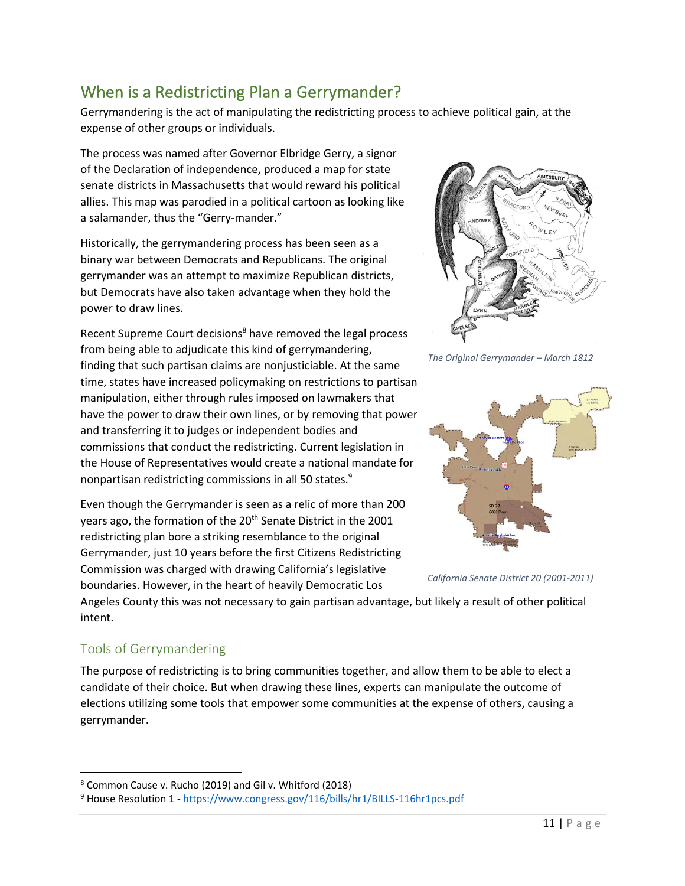## When is a Redistricting Plan a Gerrymander?

Gerrymandering is the act of manipulating the redistricting process to achieve political gain, at the expense of other groups or individuals.

The process was named after Governor Elbridge Gerry, a signor of the Declaration of independence, produced a map for state senate districts in Massachusetts that would reward his political allies. This map was parodied in a political cartoon as looking like a salamander, thus the "Gerry-mander."

Historically, the gerrymandering process has been seen as a binary war between Democrats and Republicans. The original gerrymander was an attempt to maximize Republican districts, but Democrats have also taken advantage when they hold the power to draw lines.

Recent Supreme Court decisions[8] have removed the legal process from being able to adjudicate this kind of gerrymandering, finding that such partisan claims are nonjusticiable. At the same time, states have increased policymaking on restrictions to partisan manipulation, either through rules imposed on lawmakers that have the power to draw their own lines, or by removing that power and transferring it to judges or independent bodies and commissions that conduct the redistricting. Current legislation in the House of Representatives would create a national mandate for nonpartisan redistricting commissions in all 50 states.[9]

*The Original Gerrymander – March 1812*

*California Senate District 20 (2001-2011)*

Even though the Gerrymander is seen as a relic of more than 200 years ago, the formation of the 20th Senate District in the 2001 redistricting plan bore a striking resemblance to the original Gerrymander, just 10 years before the first Citizens Redistricting Commission was charged with drawing California's legislative boundaries. However, in the heart of heavily Democratic Los Angeles County this was not necessary to gain partisan advantage, but likely a result of other political intent.

### Tools of Gerrymandering

The purpose of redistricting is to bring communities together, and allow them to be able to elect a candidate of their choice. But when drawing these lines, experts can manipulate the outcome of elections utilizing some tools that empower some communities at the expense of others, causing a gerrymander.

---

[8] Common Cause v. Rucho (2019) and Gil v. Whitford (2018)

[9] House Resolution 1 - https://www.congress.gov/116/bills/hr1/BILLS-116hr1pcs.pdf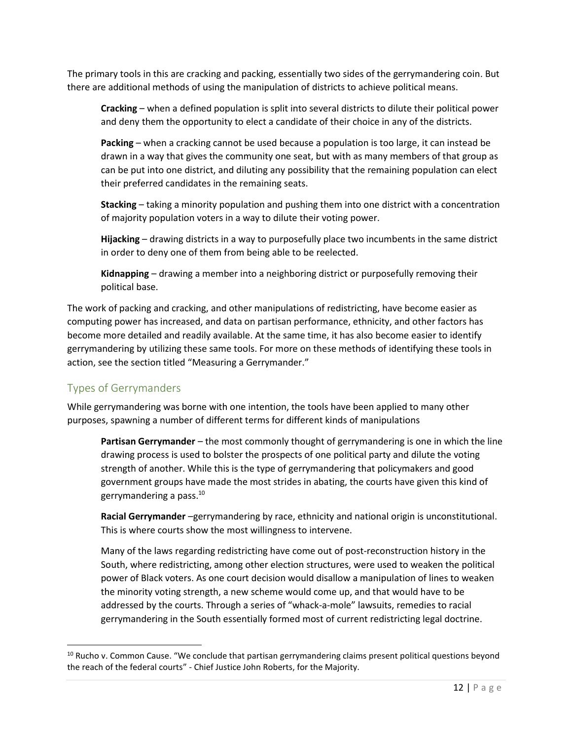The primary tools in this are cracking and packing, essentially two sides of the gerrymandering coin. But there are additional methods of using the manipulation of districts to achieve political means.

> **Cracking** – when a defined population is split into several districts to dilute their political power and deny them the opportunity to elect a candidate of their choice in any of the districts.
>
> **Packing** – when a cracking cannot be used because a population is too large, it can instead be drawn in a way that gives the community one seat, but with as many members of that group as can be put into one district, and diluting any possibility that the remaining population can elect their preferred candidates in the remaining seats.
>
> **Stacking** – taking a minority population and pushing them into one district with a concentration of majority population voters in a way to dilute their voting power.
>
> **Hijacking** – drawing districts in a way to purposefully place two incumbents in the same district in order to deny one of them from being able to be reelected.
>
> **Kidnapping** – drawing a member into a neighboring district or purposefully removing their political base.

The work of packing and cracking, and other manipulations of redistricting, have become easier as computing power has increased, and data on partisan performance, ethnicity, and other factors has become more detailed and readily available. At the same time, it has also become easier to identify gerrymandering by utilizing these same tools. For more on these methods of identifying these tools in action, see the section titled "Measuring a Gerrymander."

## Types of Gerrymanders

While gerrymandering was borne with one intention, the tools have been applied to many other purposes, spawning a number of different terms for different kinds of manipulations

> **Partisan Gerrymander** – the most commonly thought of gerrymandering is one in which the line drawing process is used to bolster the prospects of one political party and dilute the voting strength of another. While this is the type of gerrymandering that policymakers and good government groups have made the most strides in abating, the courts have given this kind of gerrymandering a pass.[10]
>
> **Racial Gerrymander** –gerrymandering by race, ethnicity and national origin is unconstitutional. This is where courts show the most willingness to intervene.
>
> Many of the laws regarding redistricting have come out of post-reconstruction history in the South, where redistricting, among other election structures, were used to weaken the political power of Black voters. As one court decision would disallow a manipulation of lines to weaken the minority voting strength, a new scheme would come up, and that would have to be addressed by the courts. Through a series of "whack-a-mole" lawsuits, remedies to racial gerrymandering in the South essentially formed most of current redistricting legal doctrine.

---

[10] Rucho v. Common Cause. "We conclude that partisan gerrymandering claims present political questions beyond the reach of the federal courts" - Chief Justice John Roberts, for the Majority.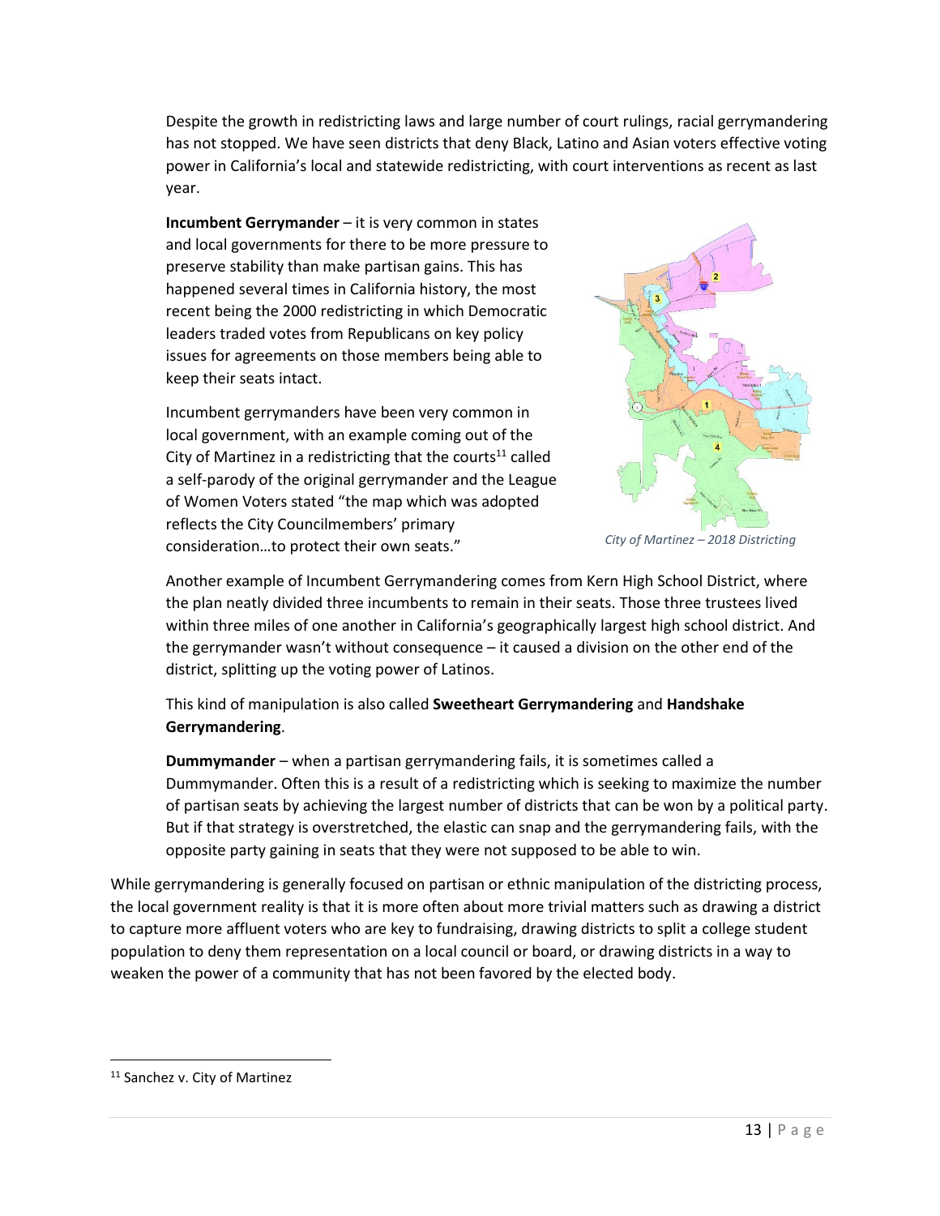Despite the growth in redistricting laws and large number of court rulings, racial gerrymandering has not stopped. We have seen districts that deny Black, Latino and Asian voters effective voting power in California's local and statewide redistricting, with court interventions as recent as last year.

**Incumbent Gerrymander** – it is very common in states and local governments for there to be more pressure to preserve stability than make partisan gains. This has happened several times in California history, the most recent being the 2000 redistricting in which Democratic leaders traded votes from Republicans on key policy issues for agreements on those members being able to keep their seats intact.

Incumbent gerrymanders have been very common in local government, with an example coming out of the City of Martinez in a redistricting that the courts[11] called a self-parody of the original gerrymander and the League of Women Voters stated "the map which was adopted reflects the City Councilmembers' primary consideration…to protect their own seats."

*City of Martinez – 2018 Districting*

Another example of Incumbent Gerrymandering comes from Kern High School District, where the plan neatly divided three incumbents to remain in their seats. Those three trustees lived within three miles of one another in California's geographically largest high school district. And the gerrymander wasn't without consequence – it caused a division on the other end of the district, splitting up the voting power of Latinos.

This kind of manipulation is also called **Sweetheart Gerrymandering** and **Handshake Gerrymandering**.

**Dummymander** – when a partisan gerrymandering fails, it is sometimes called a Dummymander. Often this is a result of a redistricting which is seeking to maximize the number of partisan seats by achieving the largest number of districts that can be won by a political party. But if that strategy is overstretched, the elastic can snap and the gerrymandering fails, with the opposite party gaining in seats that they were not supposed to be able to win.

While gerrymandering is generally focused on partisan or ethnic manipulation of the districting process, the local government reality is that it is more often about more trivial matters such as drawing a district to capture more affluent voters who are key to fundraising, drawing districts to split a college student population to deny them representation on a local council or board, or drawing districts in a way to weaken the power of a community that has not been favored by the elected body.

[11] Sanchez v. City of Martinez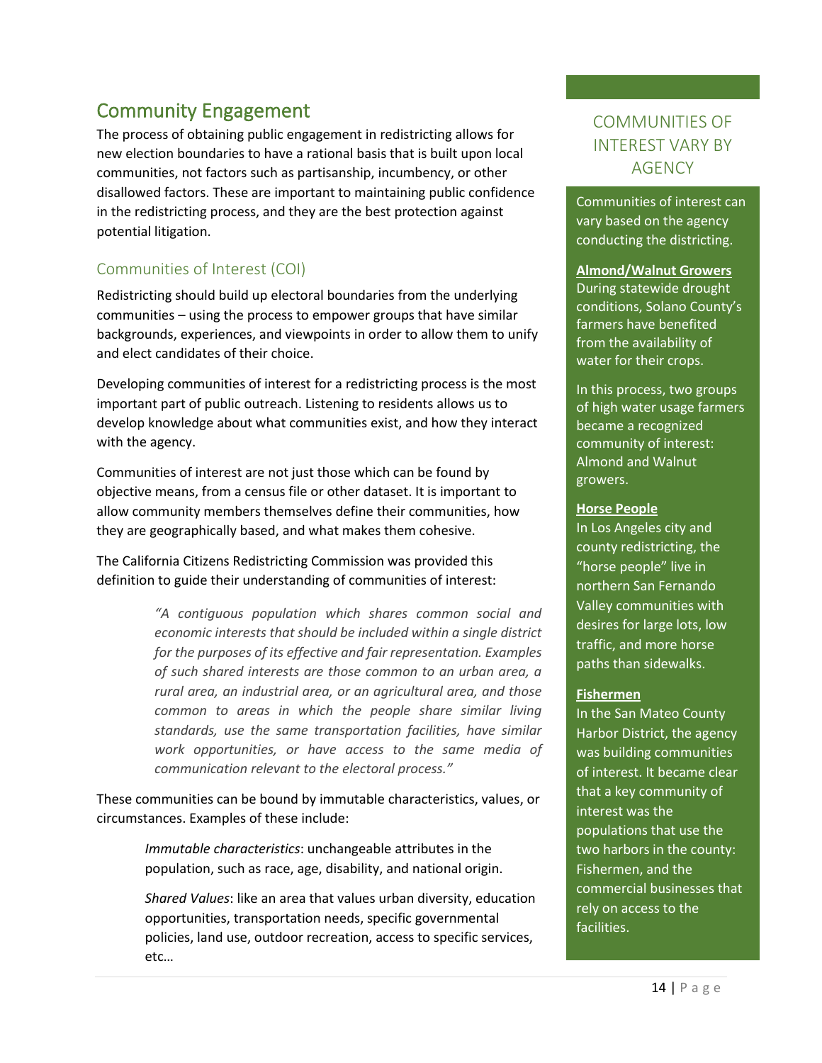## Community Engagement

The process of obtaining public engagement in redistricting allows for new election boundaries to have a rational basis that is built upon local communities, not factors such as partisanship, incumbency, or other disallowed factors. These are important to maintaining public confidence in the redistricting process, and they are the best protection against potential litigation.

### Communities of Interest (COI)

Redistricting should build up electoral boundaries from the underlying communities – using the process to empower groups that have similar backgrounds, experiences, and viewpoints in order to allow them to unify and elect candidates of their choice.

Developing communities of interest for a redistricting process is the most important part of public outreach. Listening to residents allows us to develop knowledge about what communities exist, and how they interact with the agency.

Communities of interest are not just those which can be found by objective means, from a census file or other dataset. It is important to allow community members themselves define their communities, how they are geographically based, and what makes them cohesive.

The California Citizens Redistricting Commission was provided this definition to guide their understanding of communities of interest:

> *"A contiguous population which shares common social and economic interests that should be included within a single district for the purposes of its effective and fair representation. Examples of such shared interests are those common to an urban area, a rural area, an industrial area, or an agricultural area, and those common to areas in which the people share similar living standards, use the same transportation facilities, have similar work opportunities, or have access to the same media of communication relevant to the electoral process."*

These communities can be bound by immutable characteristics, values, or circumstances. Examples of these include:

> *Immutable characteristics*: unchangeable attributes in the population, such as race, age, disability, and national origin.
>
> *Shared Values*: like an area that values urban diversity, education opportunities, transportation needs, specific governmental policies, land use, outdoor recreation, access to specific services, etc…

### COMMUNITIES OF INTEREST VARY BY AGENCY

Communities of interest can vary based on the agency conducting the districting.

**Almond/Walnut Growers**
During statewide drought conditions, Solano County's farmers have benefited from the availability of water for their crops.

In this process, two groups of high water usage farmers became a recognized community of interest: Almond and Walnut growers.

**Horse People**
In Los Angeles city and county redistricting, the "horse people" live in northern San Fernando Valley communities with desires for large lots, low traffic, and more horse paths than sidewalks.

**Fishermen**
In the San Mateo County Harbor District, the agency was building communities of interest. It became clear that a key community of interest was the populations that use the two harbors in the county: Fishermen, and the commercial businesses that rely on access to the facilities.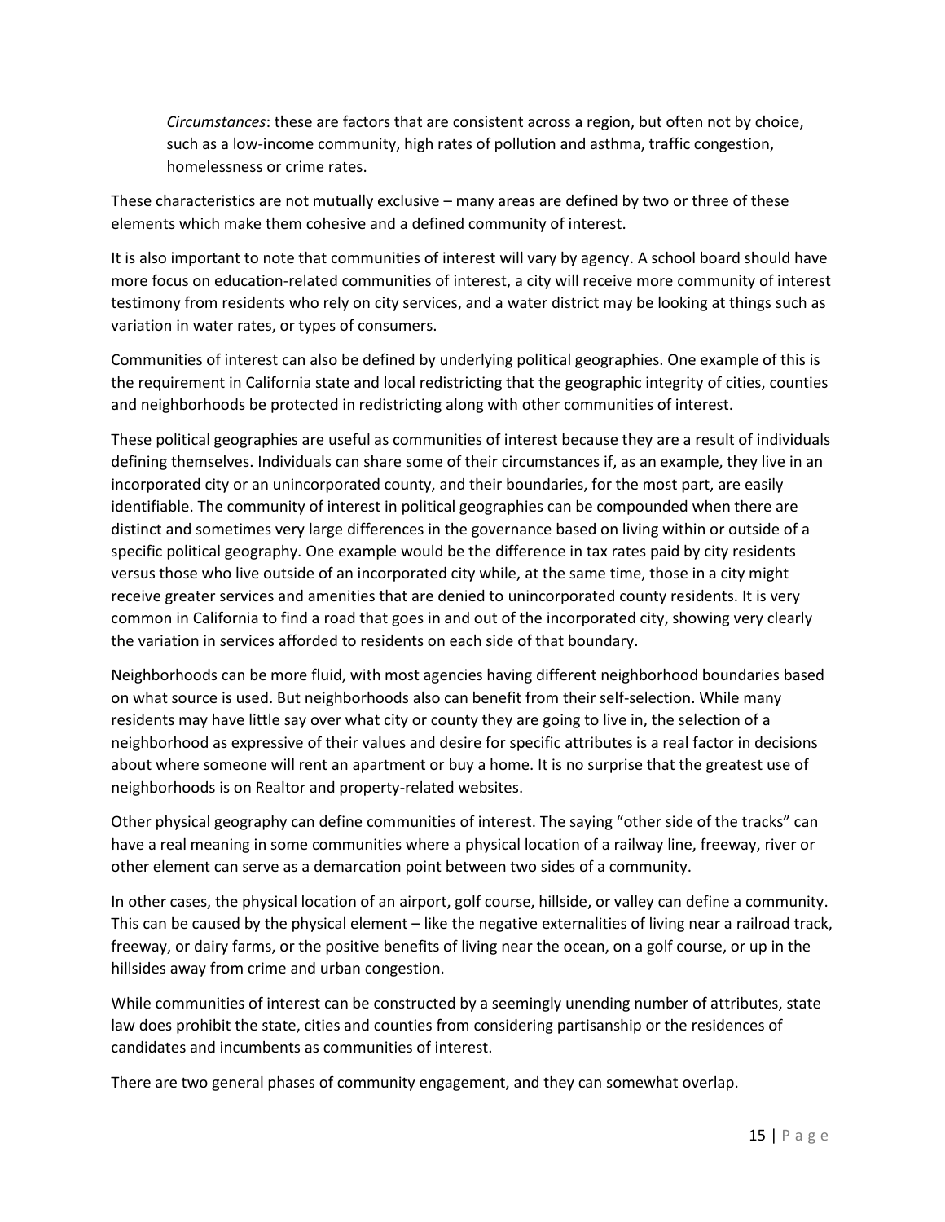*Circumstances*: these are factors that are consistent across a region, but often not by choice, such as a low-income community, high rates of pollution and asthma, traffic congestion, homelessness or crime rates.

These characteristics are not mutually exclusive – many areas are defined by two or three of these elements which make them cohesive and a defined community of interest.

It is also important to note that communities of interest will vary by agency. A school board should have more focus on education-related communities of interest, a city will receive more community of interest testimony from residents who rely on city services, and a water district may be looking at things such as variation in water rates, or types of consumers.

Communities of interest can also be defined by underlying political geographies. One example of this is the requirement in California state and local redistricting that the geographic integrity of cities, counties and neighborhoods be protected in redistricting along with other communities of interest.

These political geographies are useful as communities of interest because they are a result of individuals defining themselves. Individuals can share some of their circumstances if, as an example, they live in an incorporated city or an unincorporated county, and their boundaries, for the most part, are easily identifiable. The community of interest in political geographies can be compounded when there are distinct and sometimes very large differences in the governance based on living within or outside of a specific political geography. One example would be the difference in tax rates paid by city residents versus those who live outside of an incorporated city while, at the same time, those in a city might receive greater services and amenities that are denied to unincorporated county residents. It is very common in California to find a road that goes in and out of the incorporated city, showing very clearly the variation in services afforded to residents on each side of that boundary.

Neighborhoods can be more fluid, with most agencies having different neighborhood boundaries based on what source is used. But neighborhoods also can benefit from their self-selection. While many residents may have little say over what city or county they are going to live in, the selection of a neighborhood as expressive of their values and desire for specific attributes is a real factor in decisions about where someone will rent an apartment or buy a home. It is no surprise that the greatest use of neighborhoods is on Realtor and property-related websites.

Other physical geography can define communities of interest. The saying "other side of the tracks" can have a real meaning in some communities where a physical location of a railway line, freeway, river or other element can serve as a demarcation point between two sides of a community.

In other cases, the physical location of an airport, golf course, hillside, or valley can define a community. This can be caused by the physical element – like the negative externalities of living near a railroad track, freeway, or dairy farms, or the positive benefits of living near the ocean, on a golf course, or up in the hillsides away from crime and urban congestion.

While communities of interest can be constructed by a seemingly unending number of attributes, state law does prohibit the state, cities and counties from considering partisanship or the residences of candidates and incumbents as communities of interest.

There are two general phases of community engagement, and they can somewhat overlap.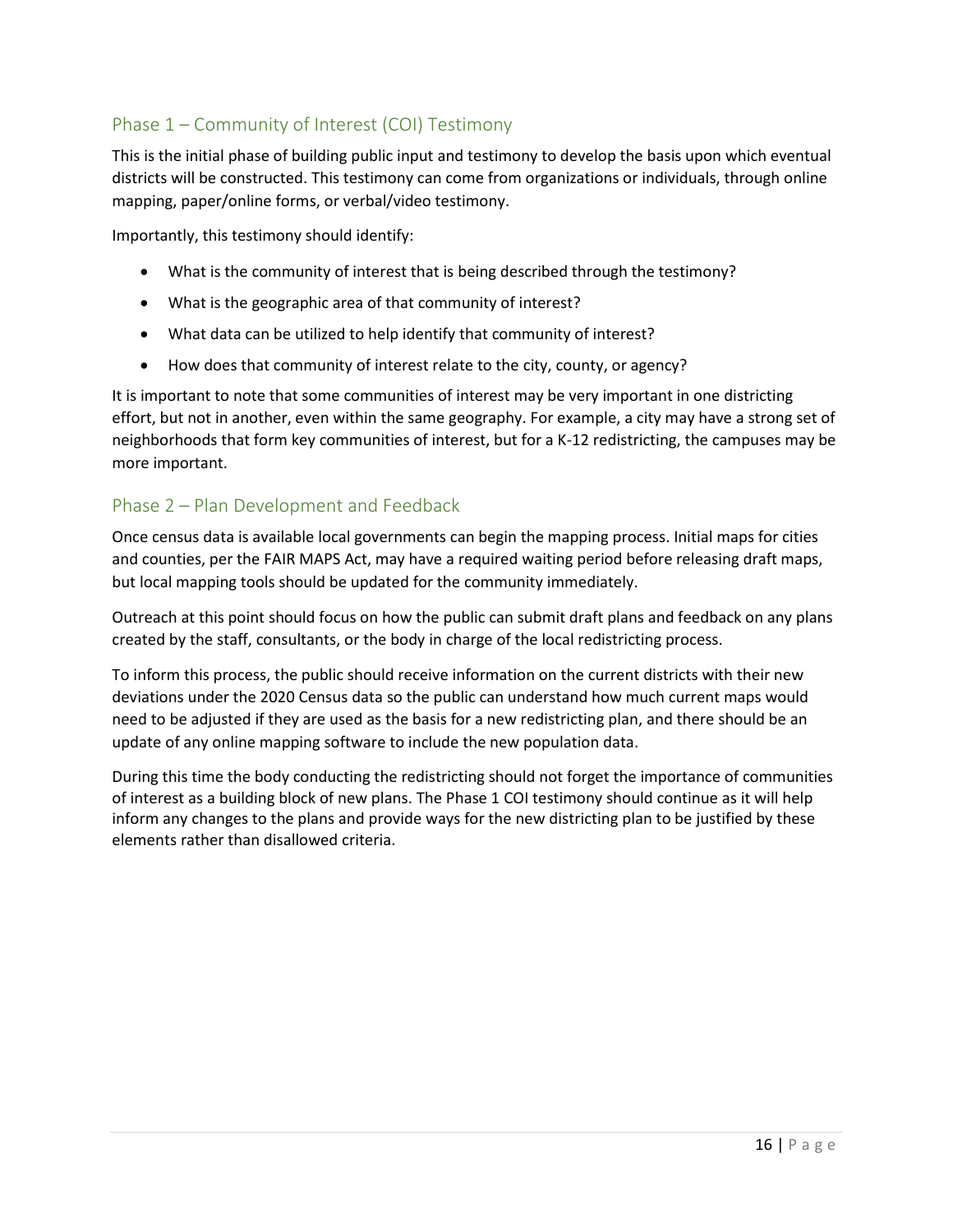## Phase 1 – Community of Interest (COI) Testimony

This is the initial phase of building public input and testimony to develop the basis upon which eventual districts will be constructed. This testimony can come from organizations or individuals, through online mapping, paper/online forms, or verbal/video testimony.

Importantly, this testimony should identify:

- What is the community of interest that is being described through the testimony?
- What is the geographic area of that community of interest?
- What data can be utilized to help identify that community of interest?
- How does that community of interest relate to the city, county, or agency?

It is important to note that some communities of interest may be very important in one districting effort, but not in another, even within the same geography. For example, a city may have a strong set of neighborhoods that form key communities of interest, but for a K-12 redistricting, the campuses may be more important.

## Phase 2 – Plan Development and Feedback

Once census data is available local governments can begin the mapping process. Initial maps for cities and counties, per the FAIR MAPS Act, may have a required waiting period before releasing draft maps, but local mapping tools should be updated for the community immediately.

Outreach at this point should focus on how the public can submit draft plans and feedback on any plans created by the staff, consultants, or the body in charge of the local redistricting process.

To inform this process, the public should receive information on the current districts with their new deviations under the 2020 Census data so the public can understand how much current maps would need to be adjusted if they are used as the basis for a new redistricting plan, and there should be an update of any online mapping software to include the new population data.

During this time the body conducting the redistricting should not forget the importance of communities of interest as a building block of new plans. The Phase 1 COI testimony should continue as it will help inform any changes to the plans and provide ways for the new districting plan to be justified by these elements rather than disallowed criteria.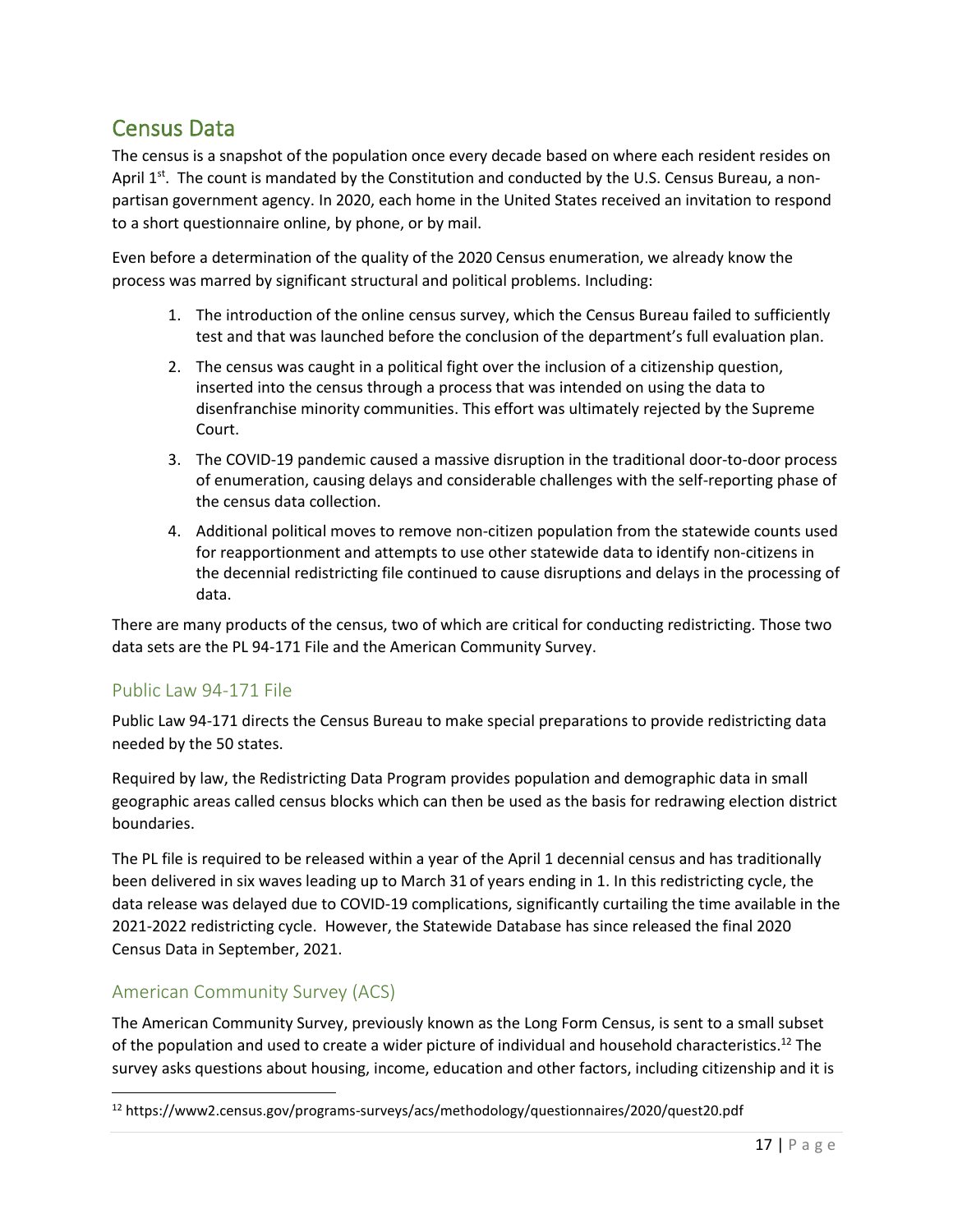## Census Data

The census is a snapshot of the population once every decade based on where each resident resides on April 1st. The count is mandated by the Constitution and conducted by the U.S. Census Bureau, a non-partisan government agency. In 2020, each home in the United States received an invitation to respond to a short questionnaire online, by phone, or by mail.

Even before a determination of the quality of the 2020 Census enumeration, we already know the process was marred by significant structural and political problems. Including:

1. The introduction of the online census survey, which the Census Bureau failed to sufficiently test and that was launched before the conclusion of the department's full evaluation plan.
2. The census was caught in a political fight over the inclusion of a citizenship question, inserted into the census through a process that was intended on using the data to disenfranchise minority communities. This effort was ultimately rejected by the Supreme Court.
3. The COVID-19 pandemic caused a massive disruption in the traditional door-to-door process of enumeration, causing delays and considerable challenges with the self-reporting phase of the census data collection.
4. Additional political moves to remove non-citizen population from the statewide counts used for reapportionment and attempts to use other statewide data to identify non-citizens in the decennial redistricting file continued to cause disruptions and delays in the processing of data.

There are many products of the census, two of which are critical for conducting redistricting. Those two data sets are the PL 94-171 File and the American Community Survey.

### Public Law 94-171 File

Public Law 94-171 directs the Census Bureau to make special preparations to provide redistricting data needed by the 50 states.

Required by law, the Redistricting Data Program provides population and demographic data in small geographic areas called census blocks which can then be used as the basis for redrawing election district boundaries.

The PL file is required to be released within a year of the April 1 decennial census and has traditionally been delivered in six waves leading up to March 31 of years ending in 1. In this redistricting cycle, the data release was delayed due to COVID-19 complications, significantly curtailing the time available in the 2021-2022 redistricting cycle. However, the Statewide Database has since released the final 2020 Census Data in September, 2021.

### American Community Survey (ACS)

The American Community Survey, previously known as the Long Form Census, is sent to a small subset of the population and used to create a wider picture of individual and household characteristics.[12] The survey asks questions about housing, income, education and other factors, including citizenship and it is

[12] https://www2.census.gov/programs-surveys/acs/methodology/questionnaires/2020/quest20.pdf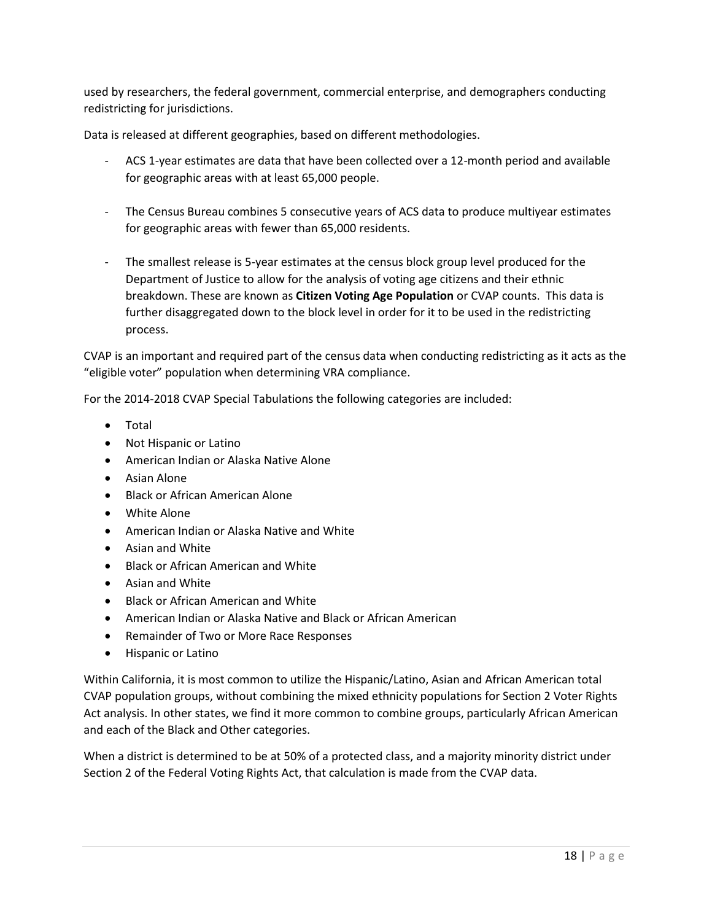used by researchers, the federal government, commercial enterprise, and demographers conducting redistricting for jurisdictions.

Data is released at different geographies, based on different methodologies.

- ACS 1-year estimates are data that have been collected over a 12-month period and available for geographic areas with at least 65,000 people.

- The Census Bureau combines 5 consecutive years of ACS data to produce multiyear estimates for geographic areas with fewer than 65,000 residents.

- The smallest release is 5-year estimates at the census block group level produced for the Department of Justice to allow for the analysis of voting age citizens and their ethnic breakdown. These are known as **Citizen Voting Age Population** or CVAP counts. This data is further disaggregated down to the block level in order for it to be used in the redistricting process.

CVAP is an important and required part of the census data when conducting redistricting as it acts as the "eligible voter" population when determining VRA compliance.

For the 2014-2018 CVAP Special Tabulations the following categories are included:

- Total
- Not Hispanic or Latino
- American Indian or Alaska Native Alone
- Asian Alone
- Black or African American Alone
- White Alone
- American Indian or Alaska Native and White
- Asian and White
- Black or African American and White
- Asian and White
- Black or African American and White
- American Indian or Alaska Native and Black or African American
- Remainder of Two or More Race Responses
- Hispanic or Latino

Within California, it is most common to utilize the Hispanic/Latino, Asian and African American total CVAP population groups, without combining the mixed ethnicity populations for Section 2 Voter Rights Act analysis. In other states, we find it more common to combine groups, particularly African American and each of the Black and Other categories.

When a district is determined to be at 50% of a protected class, and a majority minority district under Section 2 of the Federal Voting Rights Act, that calculation is made from the CVAP data.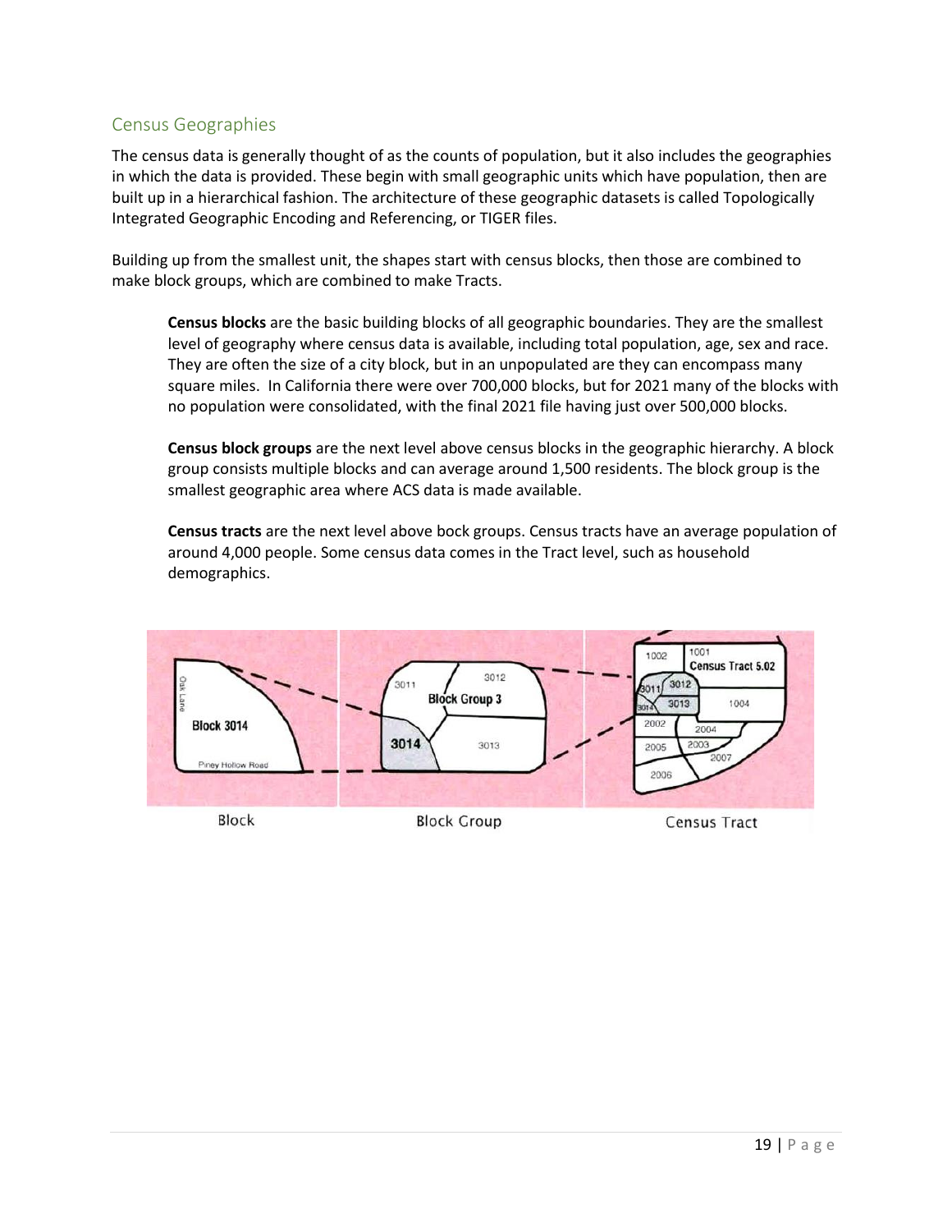## Census Geographies

The census data is generally thought of as the counts of population, but it also includes the geographies in which the data is provided. These begin with small geographic units which have population, then are built up in a hierarchical fashion. The architecture of these geographic datasets is called Topologically Integrated Geographic Encoding and Referencing, or TIGER files.

Building up from the smallest unit, the shapes start with census blocks, then those are combined to make block groups, which are combined to make Tracts.

> **Census blocks** are the basic building blocks of all geographic boundaries. They are the smallest level of geography where census data is available, including total population, age, sex and race. They are often the size of a city block, but in an unpopulated are they can encompass many square miles. In California there were over 700,000 blocks, but for 2021 many of the blocks with no population were consolidated, with the final 2021 file having just over 500,000 blocks.
>
> **Census block groups** are the next level above census blocks in the geographic hierarchy. A block group consists multiple blocks and can average around 1,500 residents. The block group is the smallest geographic area where ACS data is made available.
>
> **Census tracts** are the next level above bock groups. Census tracts have an average population of around 4,000 people. Some census data comes in the Tract level, such as household demographics.

Block | Block Group | Census Tract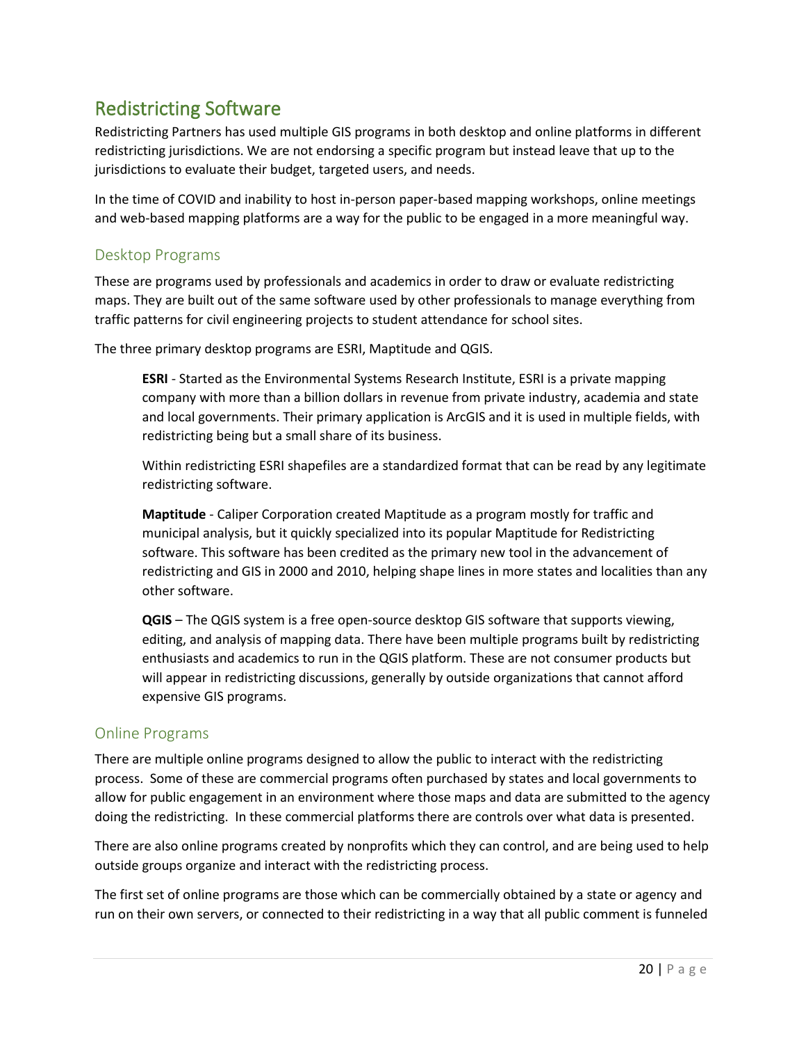## Redistricting Software

Redistricting Partners has used multiple GIS programs in both desktop and online platforms in different redistricting jurisdictions. We are not endorsing a specific program but instead leave that up to the jurisdictions to evaluate their budget, targeted users, and needs.

In the time of COVID and inability to host in-person paper-based mapping workshops, online meetings and web-based mapping platforms are a way for the public to be engaged in a more meaningful way.

### Desktop Programs

These are programs used by professionals and academics in order to draw or evaluate redistricting maps. They are built out of the same software used by other professionals to manage everything from traffic patterns for civil engineering projects to student attendance for school sites.

The three primary desktop programs are ESRI, Maptitude and QGIS.

> **ESRI** - Started as the Environmental Systems Research Institute, ESRI is a private mapping company with more than a billion dollars in revenue from private industry, academia and state and local governments. Their primary application is ArcGIS and it is used in multiple fields, with redistricting being but a small share of its business.
>
> Within redistricting ESRI shapefiles are a standardized format that can be read by any legitimate redistricting software.
>
> **Maptitude** - Caliper Corporation created Maptitude as a program mostly for traffic and municipal analysis, but it quickly specialized into its popular Maptitude for Redistricting software. This software has been credited as the primary new tool in the advancement of redistricting and GIS in 2000 and 2010, helping shape lines in more states and localities than any other software.
>
> **QGIS** – The QGIS system is a free open-source desktop GIS software that supports viewing, editing, and analysis of mapping data. There have been multiple programs built by redistricting enthusiasts and academics to run in the QGIS platform. These are not consumer products but will appear in redistricting discussions, generally by outside organizations that cannot afford expensive GIS programs.

### Online Programs

There are multiple online programs designed to allow the public to interact with the redistricting process. Some of these are commercial programs often purchased by states and local governments to allow for public engagement in an environment where those maps and data are submitted to the agency doing the redistricting. In these commercial platforms there are controls over what data is presented.

There are also online programs created by nonprofits which they can control, and are being used to help outside groups organize and interact with the redistricting process.

The first set of online programs are those which can be commercially obtained by a state or agency and run on their own servers, or connected to their redistricting in a way that all public comment is funneled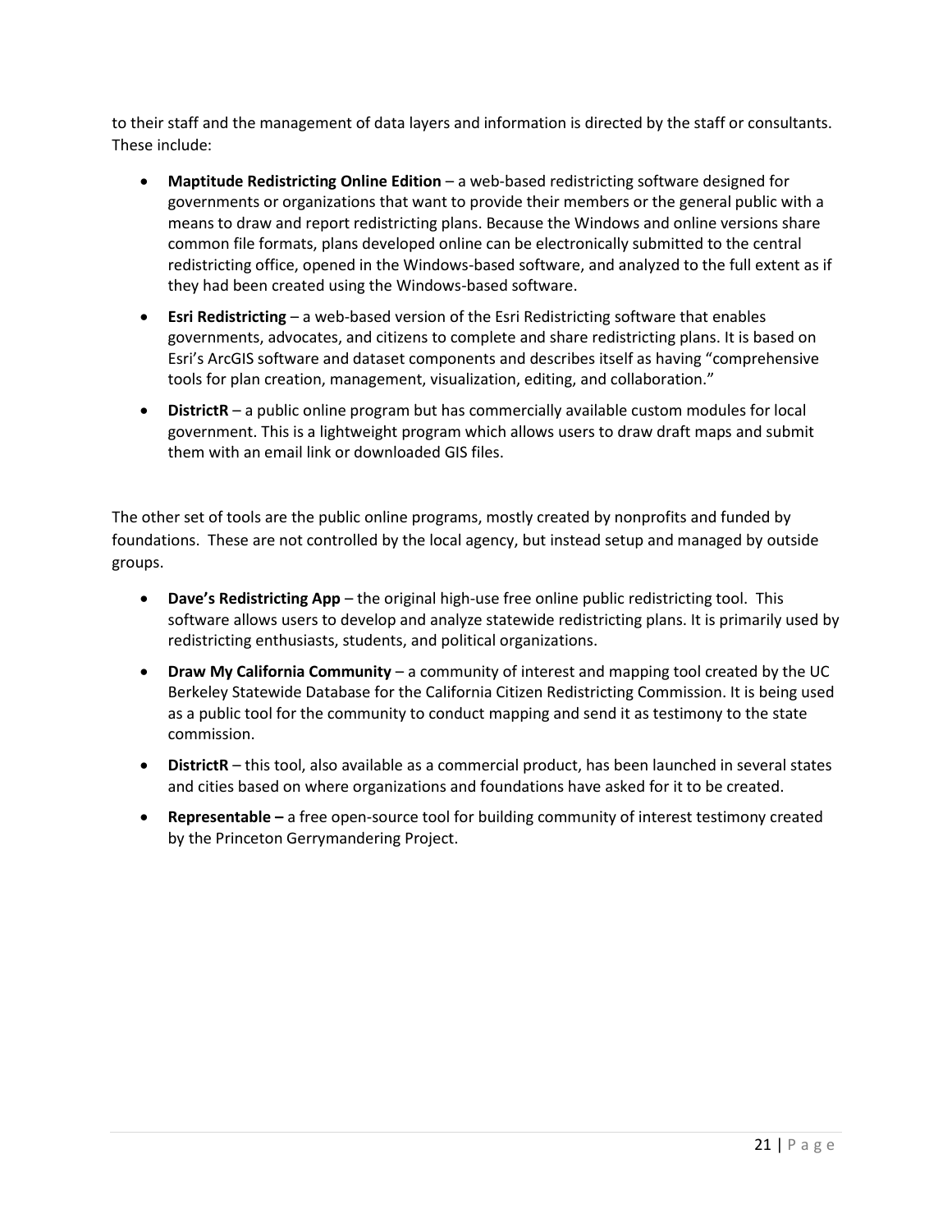to their staff and the management of data layers and information is directed by the staff or consultants. These include:

- **Maptitude Redistricting Online Edition** – a web-based redistricting software designed for governments or organizations that want to provide their members or the general public with a means to draw and report redistricting plans. Because the Windows and online versions share common file formats, plans developed online can be electronically submitted to the central redistricting office, opened in the Windows-based software, and analyzed to the full extent as if they had been created using the Windows-based software.
- **Esri Redistricting** – a web-based version of the Esri Redistricting software that enables governments, advocates, and citizens to complete and share redistricting plans. It is based on Esri's ArcGIS software and dataset components and describes itself as having "comprehensive tools for plan creation, management, visualization, editing, and collaboration."
- **DistrictR** – a public online program but has commercially available custom modules for local government. This is a lightweight program which allows users to draw draft maps and submit them with an email link or downloaded GIS files.

The other set of tools are the public online programs, mostly created by nonprofits and funded by foundations. These are not controlled by the local agency, but instead setup and managed by outside groups.

- **Dave's Redistricting App** – the original high-use free online public redistricting tool. This software allows users to develop and analyze statewide redistricting plans. It is primarily used by redistricting enthusiasts, students, and political organizations.
- **Draw My California Community** – a community of interest and mapping tool created by the UC Berkeley Statewide Database for the California Citizen Redistricting Commission. It is being used as a public tool for the community to conduct mapping and send it as testimony to the state commission.
- **DistrictR** – this tool, also available as a commercial product, has been launched in several states and cities based on where organizations and foundations have asked for it to be created.
- **Representable –** a free open-source tool for building community of interest testimony created by the Princeton Gerrymandering Project.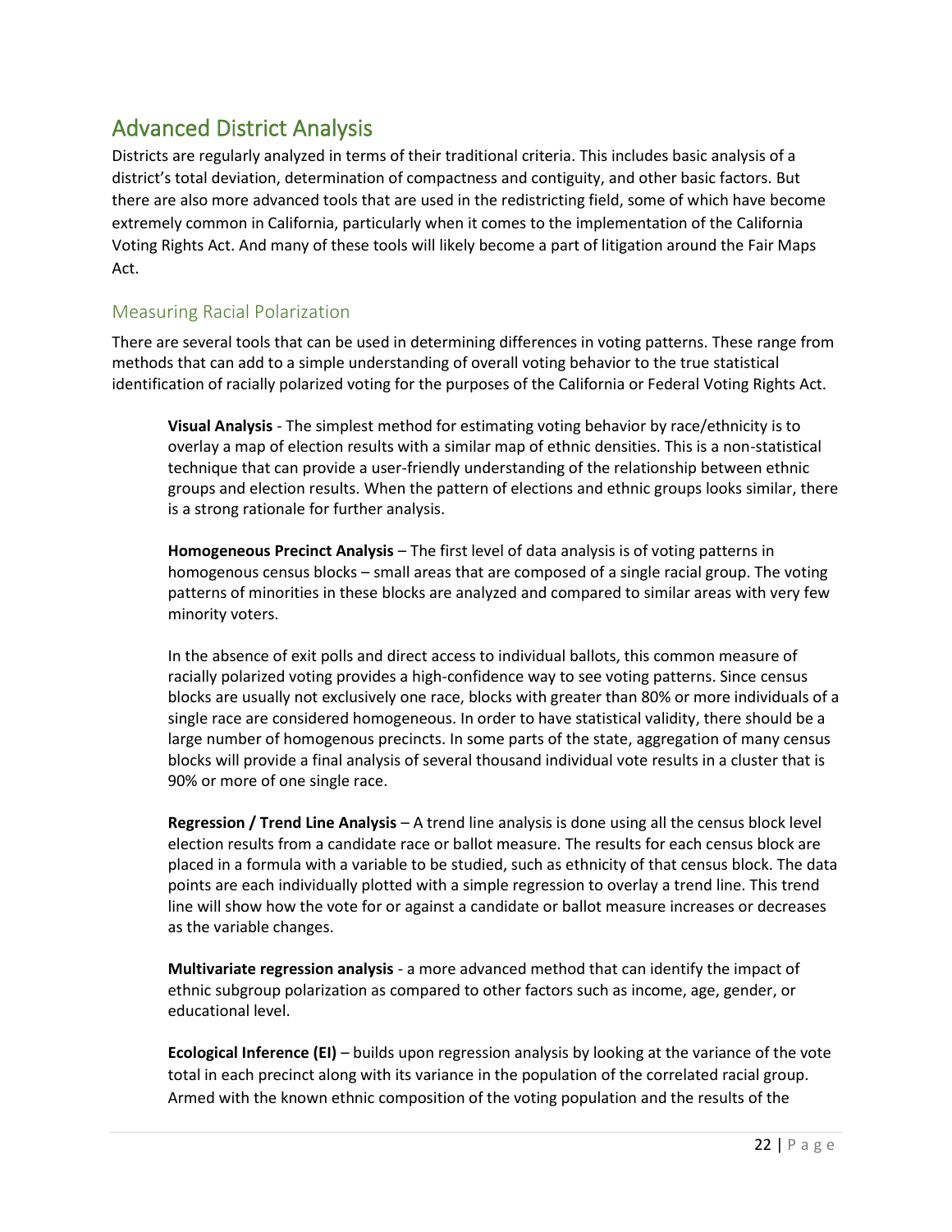## Advanced District Analysis

Districts are regularly analyzed in terms of their traditional criteria. This includes basic analysis of a district's total deviation, determination of compactness and contiguity, and other basic factors. But there are also more advanced tools that are used in the redistricting field, some of which have become extremely common in California, particularly when it comes to the implementation of the California Voting Rights Act. And many of these tools will likely become a part of litigation around the Fair Maps Act.

### Measuring Racial Polarization

There are several tools that can be used in determining differences in voting patterns. These range from methods that can add to a simple understanding of overall voting behavior to the true statistical identification of racially polarized voting for the purposes of the California or Federal Voting Rights Act.

**Visual Analysis** - The simplest method for estimating voting behavior by race/ethnicity is to overlay a map of election results with a similar map of ethnic densities. This is a non-statistical technique that can provide a user-friendly understanding of the relationship between ethnic groups and election results. When the pattern of elections and ethnic groups looks similar, there is a strong rationale for further analysis.

**Homogeneous Precinct Analysis** – The first level of data analysis is of voting patterns in homogenous census blocks – small areas that are composed of a single racial group. The voting patterns of minorities in these blocks are analyzed and compared to similar areas with very few minority voters.

In the absence of exit polls and direct access to individual ballots, this common measure of racially polarized voting provides a high-confidence way to see voting patterns. Since census blocks are usually not exclusively one race, blocks with greater than 80% or more individuals of a single race are considered homogeneous. In order to have statistical validity, there should be a large number of homogenous precincts. In some parts of the state, aggregation of many census blocks will provide a final analysis of several thousand individual vote results in a cluster that is 90% or more of one single race.

**Regression / Trend Line Analysis** – A trend line analysis is done using all the census block level election results from a candidate race or ballot measure. The results for each census block are placed in a formula with a variable to be studied, such as ethnicity of that census block. The data points are each individually plotted with a simple regression to overlay a trend line. This trend line will show how the vote for or against a candidate or ballot measure increases or decreases as the variable changes.

**Multivariate regression analysis** - a more advanced method that can identify the impact of ethnic subgroup polarization as compared to other factors such as income, age, gender, or educational level.

**Ecological Inference (EI)** – builds upon regression analysis by looking at the variance of the vote total in each precinct along with its variance in the population of the correlated racial group. Armed with the known ethnic composition of the voting population and the results of the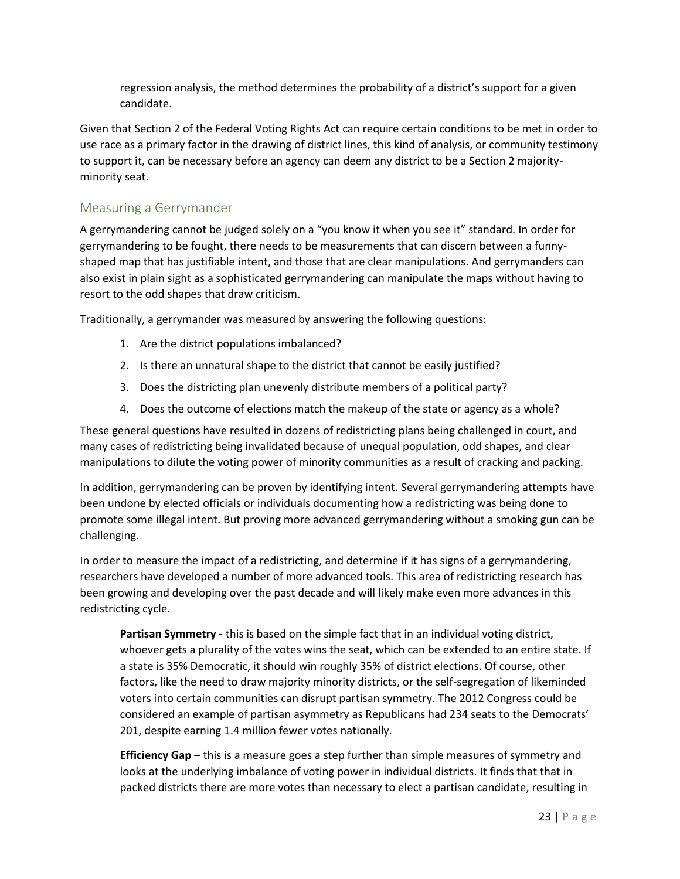regression analysis, the method determines the probability of a district's support for a given candidate.

Given that Section 2 of the Federal Voting Rights Act can require certain conditions to be met in order to use race as a primary factor in the drawing of district lines, this kind of analysis, or community testimony to support it, can be necessary before an agency can deem any district to be a Section 2 majority-minority seat.

## Measuring a Gerrymander

A gerrymandering cannot be judged solely on a "you know it when you see it" standard. In order for gerrymandering to be fought, there needs to be measurements that can discern between a funny-shaped map that has justifiable intent, and those that are clear manipulations. And gerrymanders can also exist in plain sight as a sophisticated gerrymandering can manipulate the maps without having to resort to the odd shapes that draw criticism.

Traditionally, a gerrymander was measured by answering the following questions:

1. Are the district populations imbalanced?
2. Is there an unnatural shape to the district that cannot be easily justified?
3. Does the districting plan unevenly distribute members of a political party?
4. Does the outcome of elections match the makeup of the state or agency as a whole?

These general questions have resulted in dozens of redistricting plans being challenged in court, and many cases of redistricting being invalidated because of unequal population, odd shapes, and clear manipulations to dilute the voting power of minority communities as a result of cracking and packing.

In addition, gerrymandering can be proven by identifying intent. Several gerrymandering attempts have been undone by elected officials or individuals documenting how a redistricting was being done to promote some illegal intent. But proving more advanced gerrymandering without a smoking gun can be challenging.

In order to measure the impact of a redistricting, and determine if it has signs of a gerrymandering, researchers have developed a number of more advanced tools. This area of redistricting research has been growing and developing over the past decade and will likely make even more advances in this redistricting cycle.

**Partisan Symmetry -** this is based on the simple fact that in an individual voting district, whoever gets a plurality of the votes wins the seat, which can be extended to an entire state. If a state is 35% Democratic, it should win roughly 35% of district elections. Of course, other factors, like the need to draw majority minority districts, or the self-segregation of likeminded voters into certain communities can disrupt partisan symmetry. The 2012 Congress could be considered an example of partisan asymmetry as Republicans had 234 seats to the Democrats' 201, despite earning 1.4 million fewer votes nationally.

**Efficiency Gap** – this is a measure goes a step further than simple measures of symmetry and looks at the underlying imbalance of voting power in individual districts. It finds that that in packed districts there are more votes than necessary to elect a partisan candidate, resulting in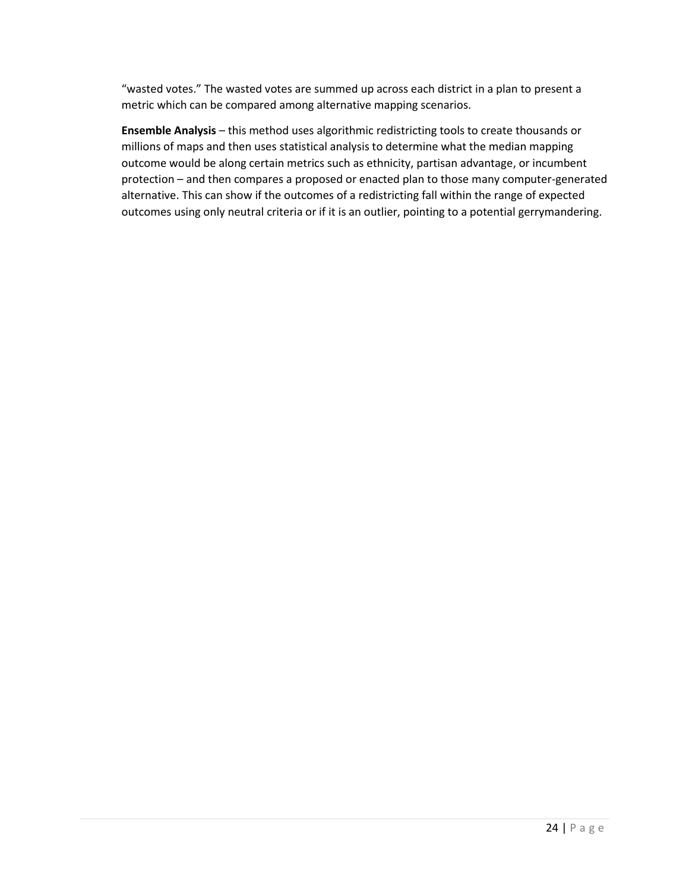"wasted votes." The wasted votes are summed up across each district in a plan to present a metric which can be compared among alternative mapping scenarios.

**Ensemble Analysis** – this method uses algorithmic redistricting tools to create thousands or millions of maps and then uses statistical analysis to determine what the median mapping outcome would be along certain metrics such as ethnicity, partisan advantage, or incumbent protection – and then compares a proposed or enacted plan to those many computer-generated alternative. This can show if the outcomes of a redistricting fall within the range of expected outcomes using only neutral criteria or if it is an outlier, pointing to a potential gerrymandering.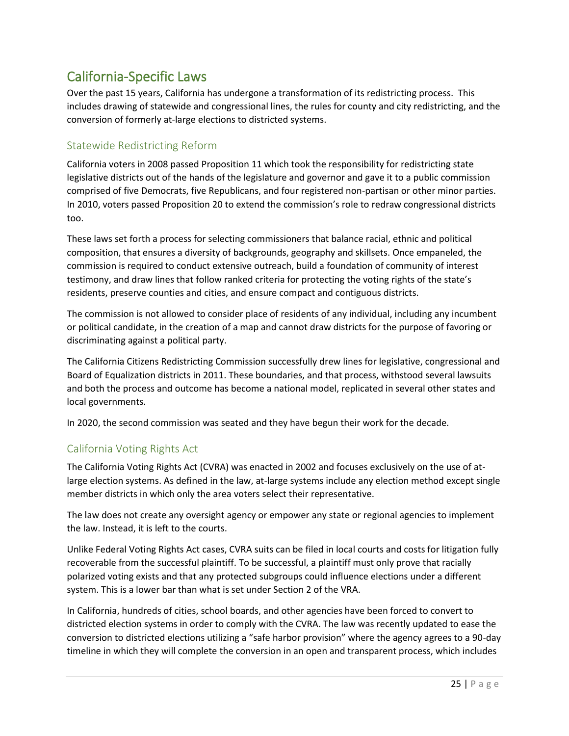## California-Specific Laws

Over the past 15 years, California has undergone a transformation of its redistricting process. This includes drawing of statewide and congressional lines, the rules for county and city redistricting, and the conversion of formerly at-large elections to districted systems.

### Statewide Redistricting Reform

California voters in 2008 passed Proposition 11 which took the responsibility for redistricting state legislative districts out of the hands of the legislature and governor and gave it to a public commission comprised of five Democrats, five Republicans, and four registered non-partisan or other minor parties. In 2010, voters passed Proposition 20 to extend the commission's role to redraw congressional districts too.

These laws set forth a process for selecting commissioners that balance racial, ethnic and political composition, that ensures a diversity of backgrounds, geography and skillsets. Once empaneled, the commission is required to conduct extensive outreach, build a foundation of community of interest testimony, and draw lines that follow ranked criteria for protecting the voting rights of the state's residents, preserve counties and cities, and ensure compact and contiguous districts.

The commission is not allowed to consider place of residents of any individual, including any incumbent or political candidate, in the creation of a map and cannot draw districts for the purpose of favoring or discriminating against a political party.

The California Citizens Redistricting Commission successfully drew lines for legislative, congressional and Board of Equalization districts in 2011. These boundaries, and that process, withstood several lawsuits and both the process and outcome has become a national model, replicated in several other states and local governments.

In 2020, the second commission was seated and they have begun their work for the decade.

### California Voting Rights Act

The California Voting Rights Act (CVRA) was enacted in 2002 and focuses exclusively on the use of at-large election systems. As defined in the law, at-large systems include any election method except single member districts in which only the area voters select their representative.

The law does not create any oversight agency or empower any state or regional agencies to implement the law. Instead, it is left to the courts.

Unlike Federal Voting Rights Act cases, CVRA suits can be filed in local courts and costs for litigation fully recoverable from the successful plaintiff. To be successful, a plaintiff must only prove that racially polarized voting exists and that any protected subgroups could influence elections under a different system. This is a lower bar than what is set under Section 2 of the VRA.

In California, hundreds of cities, school boards, and other agencies have been forced to convert to districted election systems in order to comply with the CVRA. The law was recently updated to ease the conversion to districted elections utilizing a "safe harbor provision" where the agency agrees to a 90-day timeline in which they will complete the conversion in an open and transparent process, which includes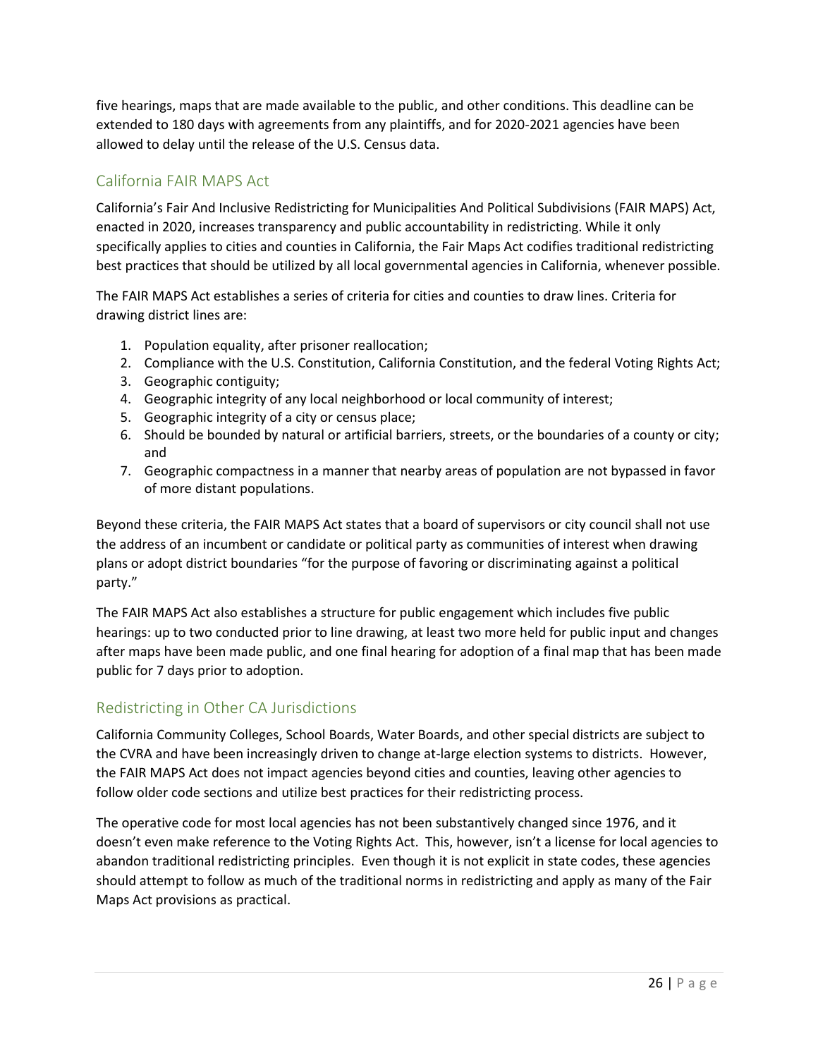five hearings, maps that are made available to the public, and other conditions. This deadline can be extended to 180 days with agreements from any plaintiffs, and for 2020-2021 agencies have been allowed to delay until the release of the U.S. Census data.

## California FAIR MAPS Act

California's Fair And Inclusive Redistricting for Municipalities And Political Subdivisions (FAIR MAPS) Act, enacted in 2020, increases transparency and public accountability in redistricting. While it only specifically applies to cities and counties in California, the Fair Maps Act codifies traditional redistricting best practices that should be utilized by all local governmental agencies in California, whenever possible.

The FAIR MAPS Act establishes a series of criteria for cities and counties to draw lines. Criteria for drawing district lines are:

1. Population equality, after prisoner reallocation;
2. Compliance with the U.S. Constitution, California Constitution, and the federal Voting Rights Act;
3. Geographic contiguity;
4. Geographic integrity of any local neighborhood or local community of interest;
5. Geographic integrity of a city or census place;
6. Should be bounded by natural or artificial barriers, streets, or the boundaries of a county or city; and
7. Geographic compactness in a manner that nearby areas of population are not bypassed in favor of more distant populations.

Beyond these criteria, the FAIR MAPS Act states that a board of supervisors or city council shall not use the address of an incumbent or candidate or political party as communities of interest when drawing plans or adopt district boundaries "for the purpose of favoring or discriminating against a political party."

The FAIR MAPS Act also establishes a structure for public engagement which includes five public hearings: up to two conducted prior to line drawing, at least two more held for public input and changes after maps have been made public, and one final hearing for adoption of a final map that has been made public for 7 days prior to adoption.

## Redistricting in Other CA Jurisdictions

California Community Colleges, School Boards, Water Boards, and other special districts are subject to the CVRA and have been increasingly driven to change at-large election systems to districts. However, the FAIR MAPS Act does not impact agencies beyond cities and counties, leaving other agencies to follow older code sections and utilize best practices for their redistricting process.

The operative code for most local agencies has not been substantively changed since 1976, and it doesn't even make reference to the Voting Rights Act. This, however, isn't a license for local agencies to abandon traditional redistricting principles. Even though it is not explicit in state codes, these agencies should attempt to follow as much of the traditional norms in redistricting and apply as many of the Fair Maps Act provisions as practical.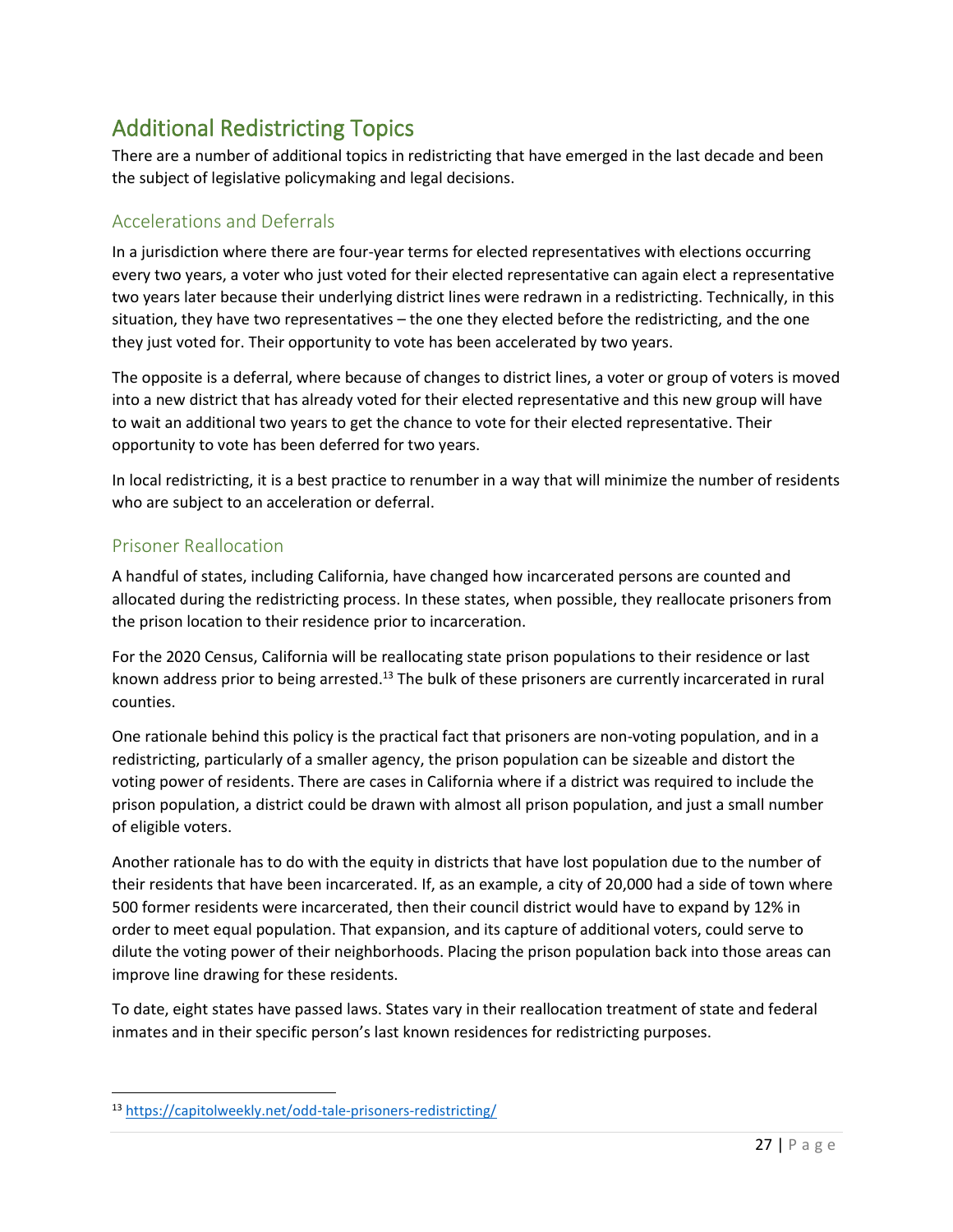# Additional Redistricting Topics

There are a number of additional topics in redistricting that have emerged in the last decade and been the subject of legislative policymaking and legal decisions.

## Accelerations and Deferrals

In a jurisdiction where there are four-year terms for elected representatives with elections occurring every two years, a voter who just voted for their elected representative can again elect a representative two years later because their underlying district lines were redrawn in a redistricting. Technically, in this situation, they have two representatives – the one they elected before the redistricting, and the one they just voted for. Their opportunity to vote has been accelerated by two years.

The opposite is a deferral, where because of changes to district lines, a voter or group of voters is moved into a new district that has already voted for their elected representative and this new group will have to wait an additional two years to get the chance to vote for their elected representative. Their opportunity to vote has been deferred for two years.

In local redistricting, it is a best practice to renumber in a way that will minimize the number of residents who are subject to an acceleration or deferral.

## Prisoner Reallocation

A handful of states, including California, have changed how incarcerated persons are counted and allocated during the redistricting process. In these states, when possible, they reallocate prisoners from the prison location to their residence prior to incarceration.

For the 2020 Census, California will be reallocating state prison populations to their residence or last known address prior to being arrested.[13] The bulk of these prisoners are currently incarcerated in rural counties.

One rationale behind this policy is the practical fact that prisoners are non-voting population, and in a redistricting, particularly of a smaller agency, the prison population can be sizeable and distort the voting power of residents. There are cases in California where if a district was required to include the prison population, a district could be drawn with almost all prison population, and just a small number of eligible voters.

Another rationale has to do with the equity in districts that have lost population due to the number of their residents that have been incarcerated. If, as an example, a city of 20,000 had a side of town where 500 former residents were incarcerated, then their council district would have to expand by 12% in order to meet equal population. That expansion, and its capture of additional voters, could serve to dilute the voting power of their neighborhoods. Placing the prison population back into those areas can improve line drawing for these residents.

To date, eight states have passed laws. States vary in their reallocation treatment of state and federal inmates and in their specific person's last known residences for redistricting purposes.

---

[13] https://capitolweekly.net/odd-tale-prisoners-redistricting/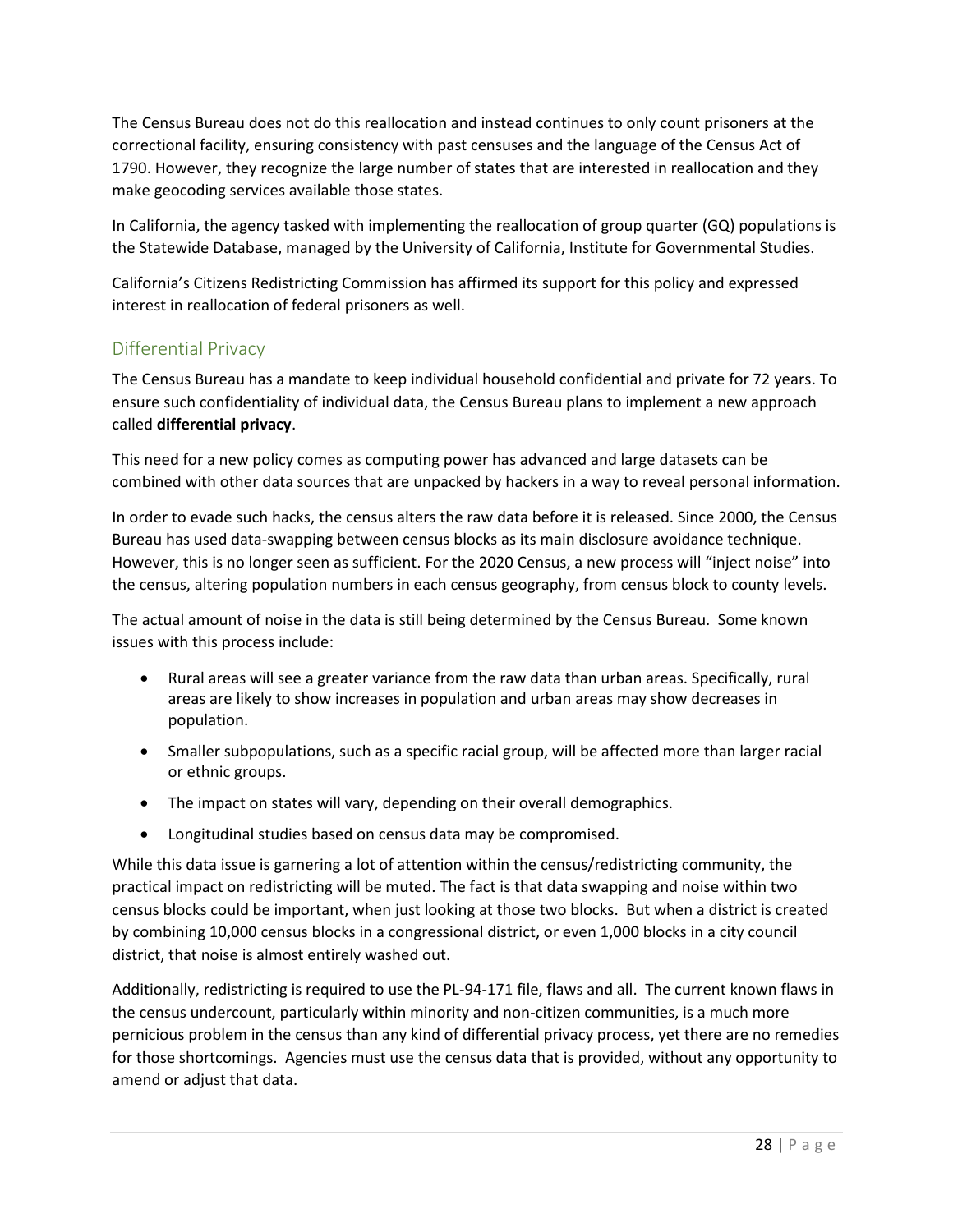The Census Bureau does not do this reallocation and instead continues to only count prisoners at the correctional facility, ensuring consistency with past censuses and the language of the Census Act of 1790. However, they recognize the large number of states that are interested in reallocation and they make geocoding services available those states.

In California, the agency tasked with implementing the reallocation of group quarter (GQ) populations is the Statewide Database, managed by the University of California, Institute for Governmental Studies.

California's Citizens Redistricting Commission has affirmed its support for this policy and expressed interest in reallocation of federal prisoners as well.

## Differential Privacy

The Census Bureau has a mandate to keep individual household confidential and private for 72 years. To ensure such confidentiality of individual data, the Census Bureau plans to implement a new approach called **differential privacy**.

This need for a new policy comes as computing power has advanced and large datasets can be combined with other data sources that are unpacked by hackers in a way to reveal personal information.

In order to evade such hacks, the census alters the raw data before it is released. Since 2000, the Census Bureau has used data-swapping between census blocks as its main disclosure avoidance technique. However, this is no longer seen as sufficient. For the 2020 Census, a new process will "inject noise" into the census, altering population numbers in each census geography, from census block to county levels.

The actual amount of noise in the data is still being determined by the Census Bureau. Some known issues with this process include:

- Rural areas will see a greater variance from the raw data than urban areas. Specifically, rural areas are likely to show increases in population and urban areas may show decreases in population.
- Smaller subpopulations, such as a specific racial group, will be affected more than larger racial or ethnic groups.
- The impact on states will vary, depending on their overall demographics.
- Longitudinal studies based on census data may be compromised.

While this data issue is garnering a lot of attention within the census/redistricting community, the practical impact on redistricting will be muted. The fact is that data swapping and noise within two census blocks could be important, when just looking at those two blocks. But when a district is created by combining 10,000 census blocks in a congressional district, or even 1,000 blocks in a city council district, that noise is almost entirely washed out.

Additionally, redistricting is required to use the PL-94-171 file, flaws and all. The current known flaws in the census undercount, particularly within minority and non-citizen communities, is a much more pernicious problem in the census than any kind of differential privacy process, yet there are no remedies for those shortcomings. Agencies must use the census data that is provided, without any opportunity to amend or adjust that data.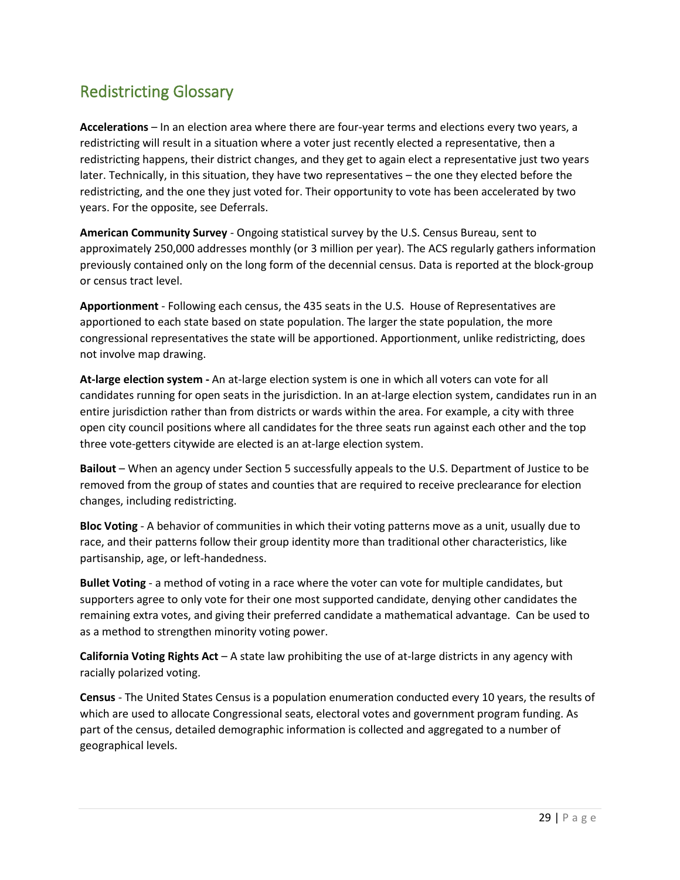## Redistricting Glossary

**Accelerations** – In an election area where there are four-year terms and elections every two years, a redistricting will result in a situation where a voter just recently elected a representative, then a redistricting happens, their district changes, and they get to again elect a representative just two years later. Technically, in this situation, they have two representatives – the one they elected before the redistricting, and the one they just voted for. Their opportunity to vote has been accelerated by two years. For the opposite, see Deferrals.

**American Community Survey** - Ongoing statistical survey by the U.S. Census Bureau, sent to approximately 250,000 addresses monthly (or 3 million per year). The ACS regularly gathers information previously contained only on the long form of the decennial census. Data is reported at the block-group or census tract level.

**Apportionment** - Following each census, the 435 seats in the U.S. House of Representatives are apportioned to each state based on state population. The larger the state population, the more congressional representatives the state will be apportioned. Apportionment, unlike redistricting, does not involve map drawing.

**At-large election system -** An at-large election system is one in which all voters can vote for all candidates running for open seats in the jurisdiction. In an at-large election system, candidates run in an entire jurisdiction rather than from districts or wards within the area. For example, a city with three open city council positions where all candidates for the three seats run against each other and the top three vote-getters citywide are elected is an at-large election system.

**Bailout** – When an agency under Section 5 successfully appeals to the U.S. Department of Justice to be removed from the group of states and counties that are required to receive preclearance for election changes, including redistricting.

**Bloc Voting** - A behavior of communities in which their voting patterns move as a unit, usually due to race, and their patterns follow their group identity more than traditional other characteristics, like partisanship, age, or left-handedness.

**Bullet Voting** - a method of voting in a race where the voter can vote for multiple candidates, but supporters agree to only vote for their one most supported candidate, denying other candidates the remaining extra votes, and giving their preferred candidate a mathematical advantage. Can be used to as a method to strengthen minority voting power.

**California Voting Rights Act** – A state law prohibiting the use of at-large districts in any agency with racially polarized voting.

**Census** - The United States Census is a population enumeration conducted every 10 years, the results of which are used to allocate Congressional seats, electoral votes and government program funding. As part of the census, detailed demographic information is collected and aggregated to a number of geographical levels.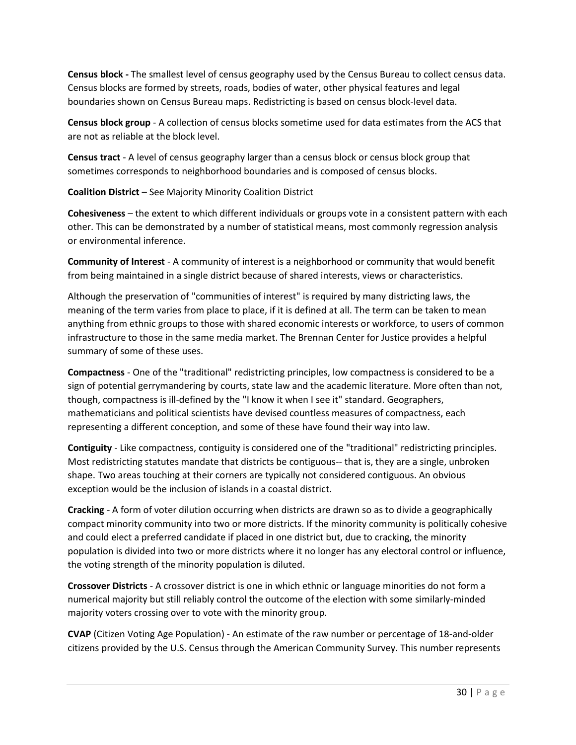**Census block -** The smallest level of census geography used by the Census Bureau to collect census data. Census blocks are formed by streets, roads, bodies of water, other physical features and legal boundaries shown on Census Bureau maps. Redistricting is based on census block-level data.

**Census block group** - A collection of census blocks sometime used for data estimates from the ACS that are not as reliable at the block level.

**Census tract** - A level of census geography larger than a census block or census block group that sometimes corresponds to neighborhood boundaries and is composed of census blocks.

**Coalition District** – See Majority Minority Coalition District

**Cohesiveness** – the extent to which different individuals or groups vote in a consistent pattern with each other. This can be demonstrated by a number of statistical means, most commonly regression analysis or environmental inference.

**Community of Interest** - A community of interest is a neighborhood or community that would benefit from being maintained in a single district because of shared interests, views or characteristics.

Although the preservation of "communities of interest" is required by many districting laws, the meaning of the term varies from place to place, if it is defined at all. The term can be taken to mean anything from ethnic groups to those with shared economic interests or workforce, to users of common infrastructure to those in the same media market. The Brennan Center for Justice provides a helpful summary of some of these uses.

**Compactness** - One of the "traditional" redistricting principles, low compactness is considered to be a sign of potential gerrymandering by courts, state law and the academic literature. More often than not, though, compactness is ill-defined by the "I know it when I see it" standard. Geographers, mathematicians and political scientists have devised countless measures of compactness, each representing a different conception, and some of these have found their way into law.

**Contiguity** - Like compactness, contiguity is considered one of the "traditional" redistricting principles. Most redistricting statutes mandate that districts be contiguous-- that is, they are a single, unbroken shape. Two areas touching at their corners are typically not considered contiguous. An obvious exception would be the inclusion of islands in a coastal district.

**Cracking** - A form of voter dilution occurring when districts are drawn so as to divide a geographically compact minority community into two or more districts. If the minority community is politically cohesive and could elect a preferred candidate if placed in one district but, due to cracking, the minority population is divided into two or more districts where it no longer has any electoral control or influence, the voting strength of the minority population is diluted.

**Crossover Districts** - A crossover district is one in which ethnic or language minorities do not form a numerical majority but still reliably control the outcome of the election with some similarly-minded majority voters crossing over to vote with the minority group.

**CVAP** (Citizen Voting Age Population) - An estimate of the raw number or percentage of 18-and-older citizens provided by the U.S. Census through the American Community Survey. This number represents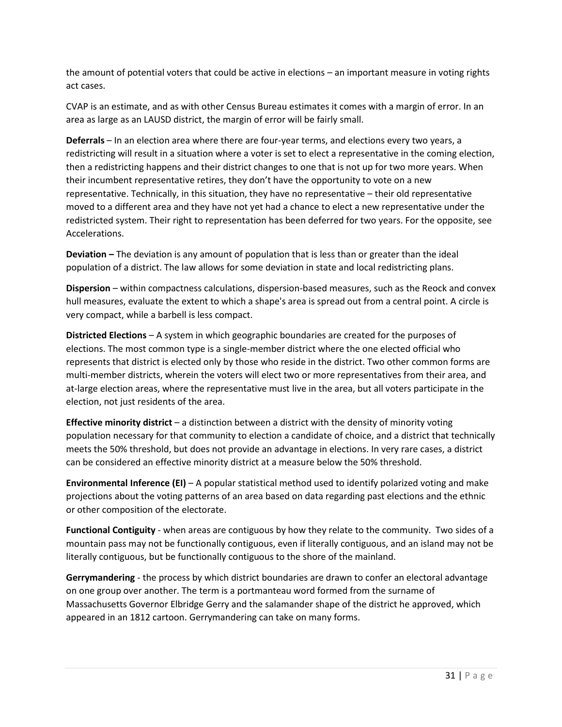the amount of potential voters that could be active in elections – an important measure in voting rights act cases.

CVAP is an estimate, and as with other Census Bureau estimates it comes with a margin of error. In an area as large as an LAUSD district, the margin of error will be fairly small.

**Deferrals** – In an election area where there are four-year terms, and elections every two years, a redistricting will result in a situation where a voter is set to elect a representative in the coming election, then a redistricting happens and their district changes to one that is not up for two more years. When their incumbent representative retires, they don't have the opportunity to vote on a new representative. Technically, in this situation, they have no representative – their old representative moved to a different area and they have not yet had a chance to elect a new representative under the redistricted system. Their right to representation has been deferred for two years. For the opposite, see Accelerations.

**Deviation –** The deviation is any amount of population that is less than or greater than the ideal population of a district. The law allows for some deviation in state and local redistricting plans.

**Dispersion** – within compactness calculations, dispersion-based measures, such as the Reock and convex hull measures, evaluate the extent to which a shape's area is spread out from a central point. A circle is very compact, while a barbell is less compact.

**Districted Elections** – A system in which geographic boundaries are created for the purposes of elections. The most common type is a single-member district where the one elected official who represents that district is elected only by those who reside in the district. Two other common forms are multi-member districts, wherein the voters will elect two or more representatives from their area, and at-large election areas, where the representative must live in the area, but all voters participate in the election, not just residents of the area.

**Effective minority district** – a distinction between a district with the density of minority voting population necessary for that community to election a candidate of choice, and a district that technically meets the 50% threshold, but does not provide an advantage in elections. In very rare cases, a district can be considered an effective minority district at a measure below the 50% threshold.

**Environmental Inference (EI)** – A popular statistical method used to identify polarized voting and make projections about the voting patterns of an area based on data regarding past elections and the ethnic or other composition of the electorate.

**Functional Contiguity** - when areas are contiguous by how they relate to the community. Two sides of a mountain pass may not be functionally contiguous, even if literally contiguous, and an island may not be literally contiguous, but be functionally contiguous to the shore of the mainland.

**Gerrymandering** - the process by which district boundaries are drawn to confer an electoral advantage on one group over another. The term is a portmanteau word formed from the surname of Massachusetts Governor Elbridge Gerry and the salamander shape of the district he approved, which appeared in an 1812 cartoon. Gerrymandering can take on many forms.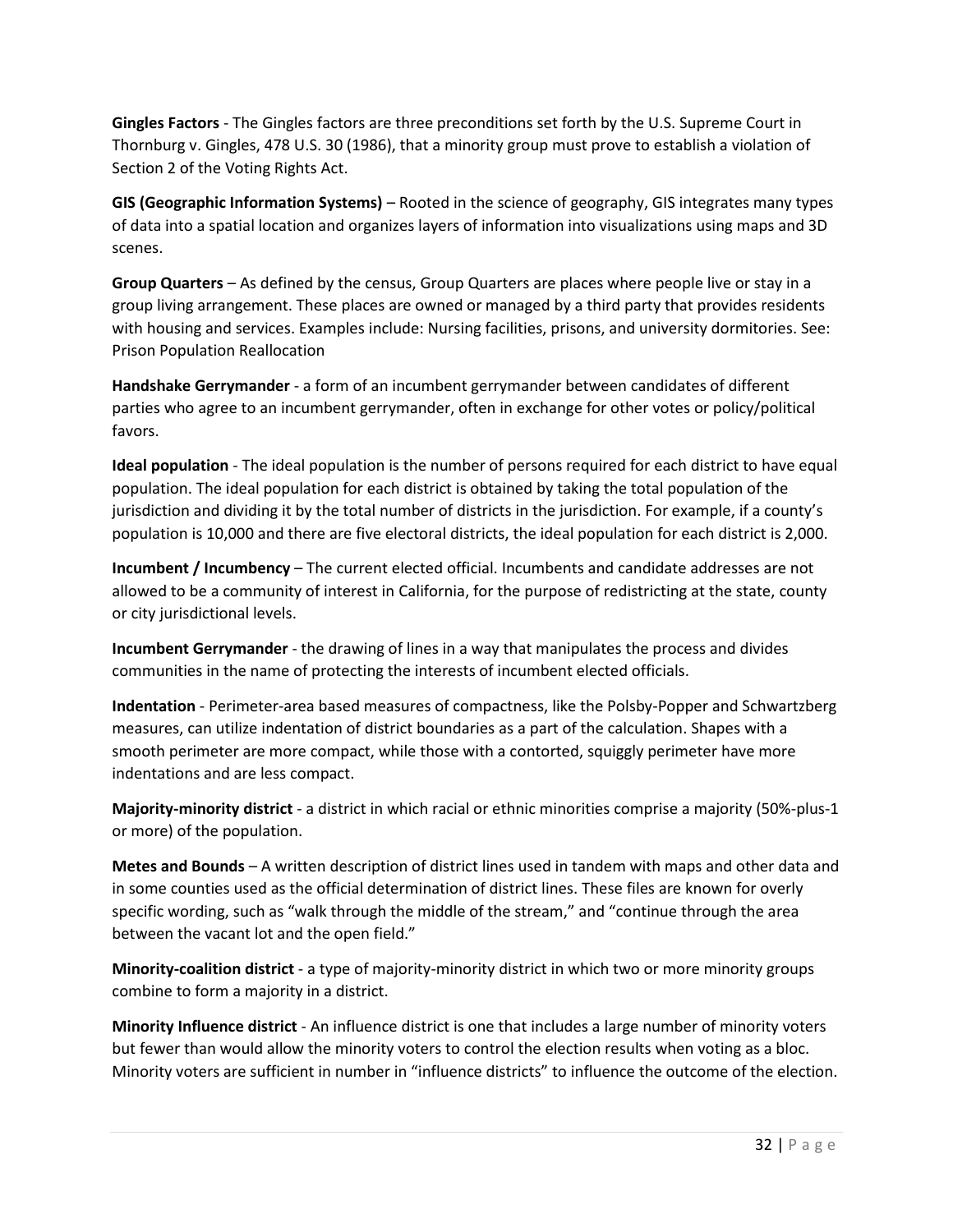**Gingles Factors** - The Gingles factors are three preconditions set forth by the U.S. Supreme Court in Thornburg v. Gingles, 478 U.S. 30 (1986), that a minority group must prove to establish a violation of Section 2 of the Voting Rights Act.

**GIS (Geographic Information Systems)** – Rooted in the science of geography, GIS integrates many types of data into a spatial location and organizes layers of information into visualizations using maps and 3D scenes.

**Group Quarters** – As defined by the census, Group Quarters are places where people live or stay in a group living arrangement. These places are owned or managed by a third party that provides residents with housing and services. Examples include: Nursing facilities, prisons, and university dormitories. See: Prison Population Reallocation

**Handshake Gerrymander** - a form of an incumbent gerrymander between candidates of different parties who agree to an incumbent gerrymander, often in exchange for other votes or policy/political favors.

**Ideal population** - The ideal population is the number of persons required for each district to have equal population. The ideal population for each district is obtained by taking the total population of the jurisdiction and dividing it by the total number of districts in the jurisdiction. For example, if a county's population is 10,000 and there are five electoral districts, the ideal population for each district is 2,000.

**Incumbent / Incumbency** – The current elected official. Incumbents and candidate addresses are not allowed to be a community of interest in California, for the purpose of redistricting at the state, county or city jurisdictional levels.

**Incumbent Gerrymander** - the drawing of lines in a way that manipulates the process and divides communities in the name of protecting the interests of incumbent elected officials.

**Indentation** - Perimeter-area based measures of compactness, like the Polsby-Popper and Schwartzberg measures, can utilize indentation of district boundaries as a part of the calculation. Shapes with a smooth perimeter are more compact, while those with a contorted, squiggly perimeter have more indentations and are less compact.

**Majority-minority district** - a district in which racial or ethnic minorities comprise a majority (50%-plus-1 or more) of the population.

**Metes and Bounds** – A written description of district lines used in tandem with maps and other data and in some counties used as the official determination of district lines. These files are known for overly specific wording, such as "walk through the middle of the stream," and "continue through the area between the vacant lot and the open field."

**Minority-coalition district** - a type of majority-minority district in which two or more minority groups combine to form a majority in a district.

**Minority Influence district** - An influence district is one that includes a large number of minority voters but fewer than would allow the minority voters to control the election results when voting as a bloc. Minority voters are sufficient in number in "influence districts" to influence the outcome of the election.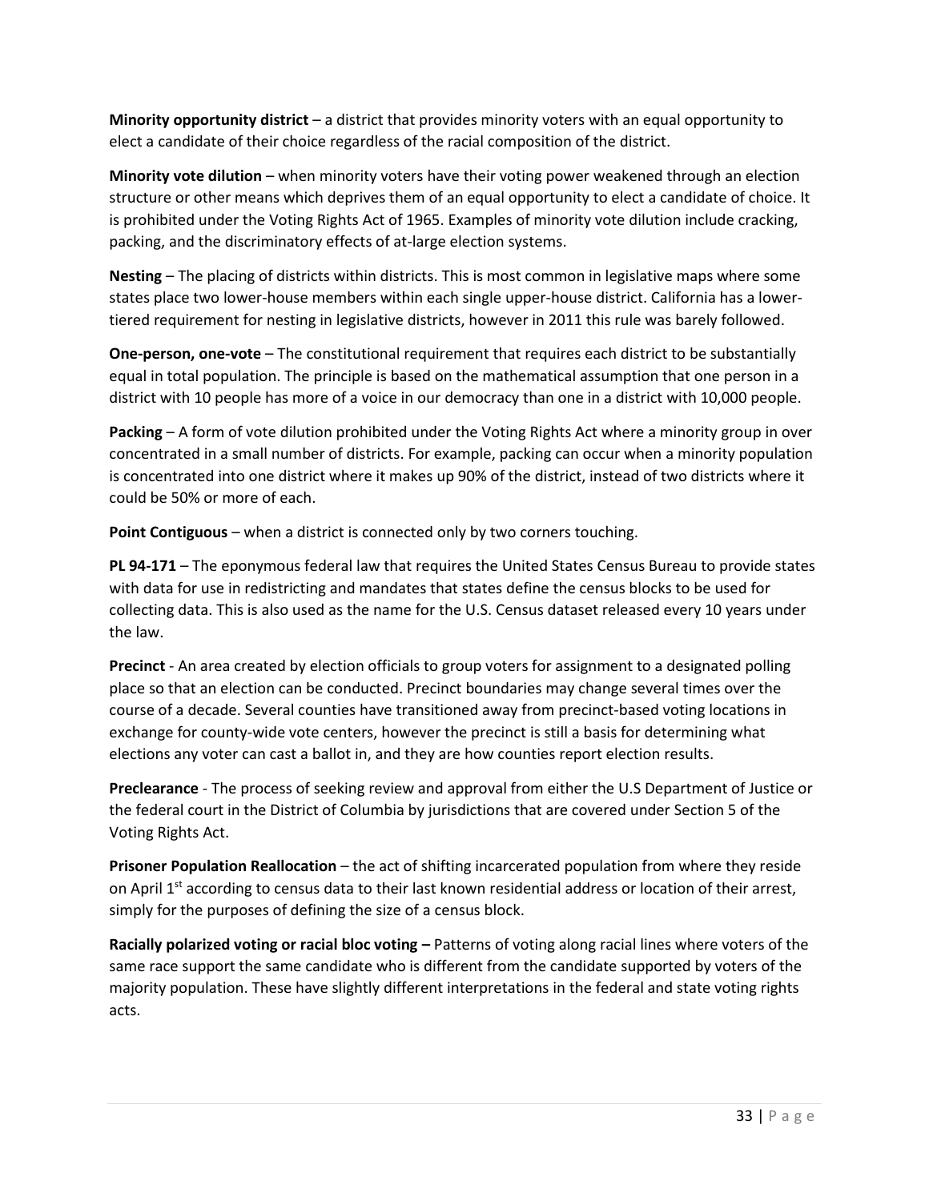**Minority opportunity district** – a district that provides minority voters with an equal opportunity to elect a candidate of their choice regardless of the racial composition of the district.

**Minority vote dilution** – when minority voters have their voting power weakened through an election structure or other means which deprives them of an equal opportunity to elect a candidate of choice. It is prohibited under the Voting Rights Act of 1965. Examples of minority vote dilution include cracking, packing, and the discriminatory effects of at-large election systems.

**Nesting** – The placing of districts within districts. This is most common in legislative maps where some states place two lower-house members within each single upper-house district. California has a lower-tiered requirement for nesting in legislative districts, however in 2011 this rule was barely followed.

**One-person, one-vote** – The constitutional requirement that requires each district to be substantially equal in total population. The principle is based on the mathematical assumption that one person in a district with 10 people has more of a voice in our democracy than one in a district with 10,000 people.

**Packing** – A form of vote dilution prohibited under the Voting Rights Act where a minority group in over concentrated in a small number of districts. For example, packing can occur when a minority population is concentrated into one district where it makes up 90% of the district, instead of two districts where it could be 50% or more of each.

**Point Contiguous** – when a district is connected only by two corners touching.

**PL 94-171** – The eponymous federal law that requires the United States Census Bureau to provide states with data for use in redistricting and mandates that states define the census blocks to be used for collecting data. This is also used as the name for the U.S. Census dataset released every 10 years under the law.

**Precinct** - An area created by election officials to group voters for assignment to a designated polling place so that an election can be conducted. Precinct boundaries may change several times over the course of a decade. Several counties have transitioned away from precinct-based voting locations in exchange for county-wide vote centers, however the precinct is still a basis for determining what elections any voter can cast a ballot in, and they are how counties report election results.

**Preclearance** - The process of seeking review and approval from either the U.S Department of Justice or the federal court in the District of Columbia by jurisdictions that are covered under Section 5 of the Voting Rights Act.

**Prisoner Population Reallocation** – the act of shifting incarcerated population from where they reside on April 1st according to census data to their last known residential address or location of their arrest, simply for the purposes of defining the size of a census block.

**Racially polarized voting or racial bloc voting –** Patterns of voting along racial lines where voters of the same race support the same candidate who is different from the candidate supported by voters of the majority population. These have slightly different interpretations in the federal and state voting rights acts.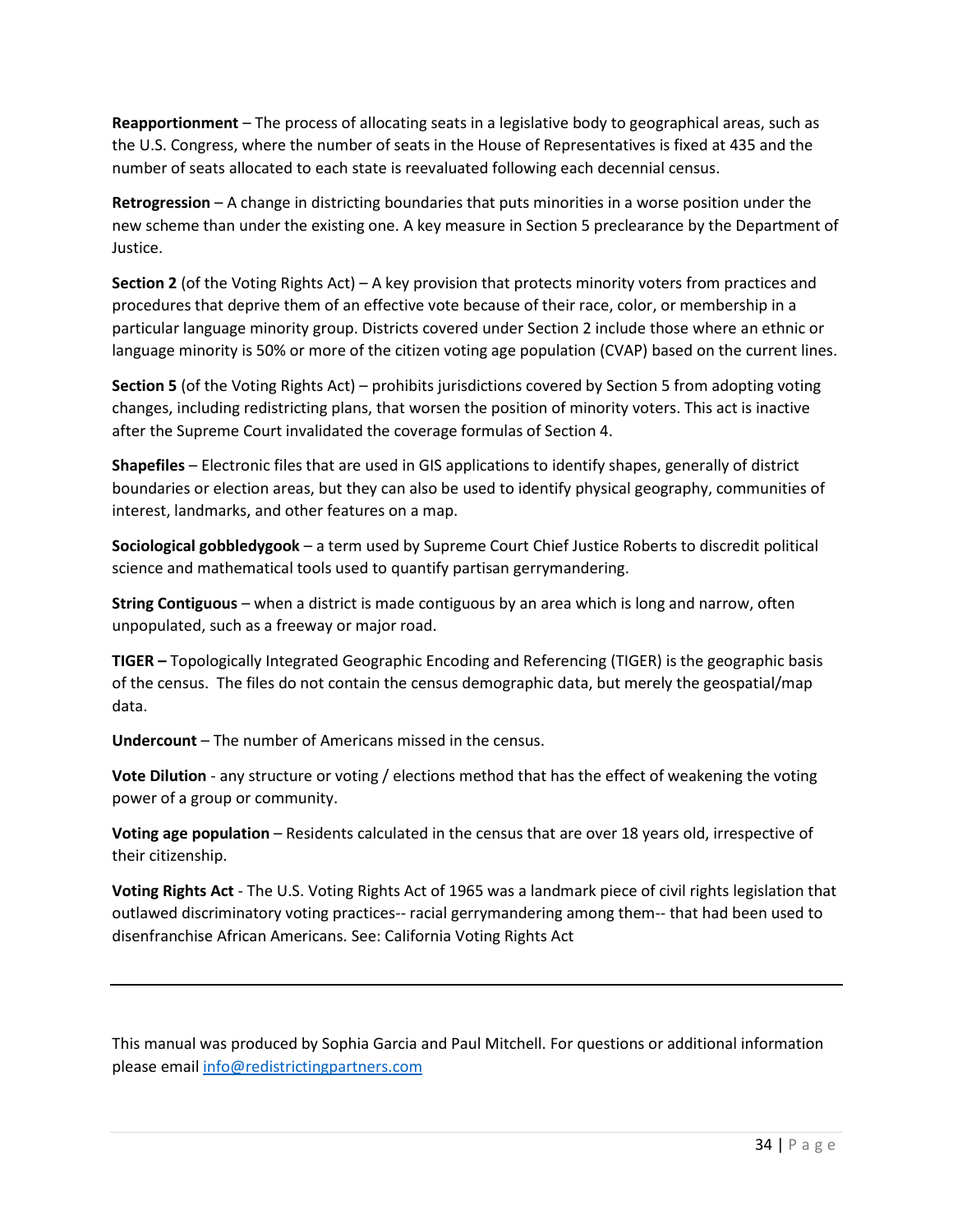**Reapportionment** – The process of allocating seats in a legislative body to geographical areas, such as the U.S. Congress, where the number of seats in the House of Representatives is fixed at 435 and the number of seats allocated to each state is reevaluated following each decennial census.

**Retrogression** – A change in districting boundaries that puts minorities in a worse position under the new scheme than under the existing one. A key measure in Section 5 preclearance by the Department of Justice.

**Section 2** (of the Voting Rights Act) – A key provision that protects minority voters from practices and procedures that deprive them of an effective vote because of their race, color, or membership in a particular language minority group. Districts covered under Section 2 include those where an ethnic or language minority is 50% or more of the citizen voting age population (CVAP) based on the current lines.

**Section 5** (of the Voting Rights Act) – prohibits jurisdictions covered by Section 5 from adopting voting changes, including redistricting plans, that worsen the position of minority voters. This act is inactive after the Supreme Court invalidated the coverage formulas of Section 4.

**Shapefiles** – Electronic files that are used in GIS applications to identify shapes, generally of district boundaries or election areas, but they can also be used to identify physical geography, communities of interest, landmarks, and other features on a map.

**Sociological gobbledygook** – a term used by Supreme Court Chief Justice Roberts to discredit political science and mathematical tools used to quantify partisan gerrymandering.

**String Contiguous** – when a district is made contiguous by an area which is long and narrow, often unpopulated, such as a freeway or major road.

**TIGER –** Topologically Integrated Geographic Encoding and Referencing (TIGER) is the geographic basis of the census. The files do not contain the census demographic data, but merely the geospatial/map data.

**Undercount** – The number of Americans missed in the census.

**Vote Dilution** - any structure or voting / elections method that has the effect of weakening the voting power of a group or community.

**Voting age population** – Residents calculated in the census that are over 18 years old, irrespective of their citizenship.

**Voting Rights Act** - The U.S. Voting Rights Act of 1965 was a landmark piece of civil rights legislation that outlawed discriminatory voting practices-- racial gerrymandering among them-- that had been used to disenfranchise African Americans. See: California Voting Rights Act

---

This manual was produced by Sophia Garcia and Paul Mitchell. For questions or additional information please email info@redistrictingpartners.com